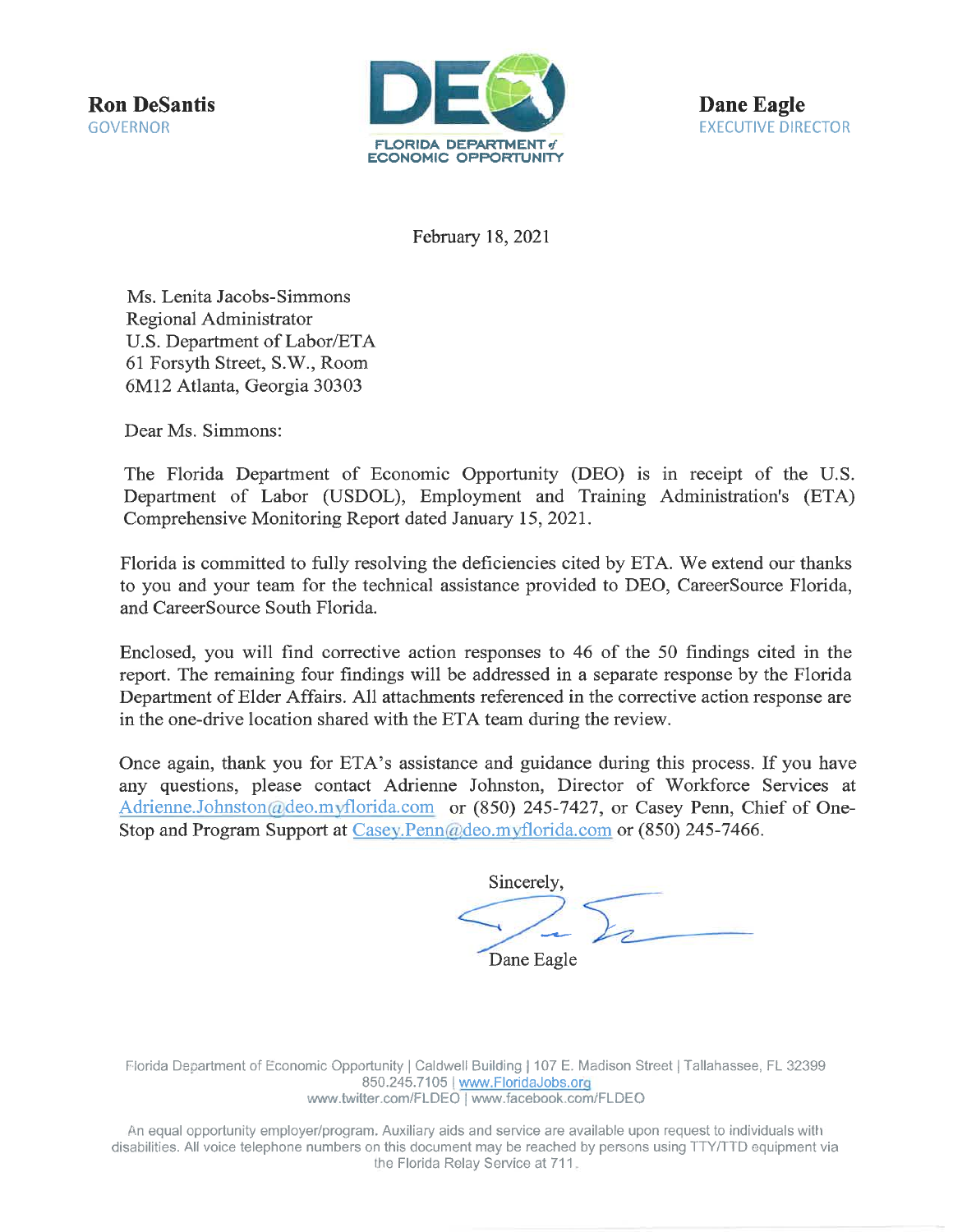**Ron DeSantis**
GOVERNOR

FLORIDA DEPARTMENT of ECONOMIC OPPORTUNITY

**Dane Eagle**
EXECUTIVE DIRECTOR

February 18, 2021

Ms. Lenita Jacobs-Simmons
Regional Administrator
U.S. Department of Labor/ETA
61 Forsyth Street, S.W., Room
6M12 Atlanta, Georgia 30303

Dear Ms. Simmons:

The Florida Department of Economic Opportunity (DEO) is in receipt of the U.S. Department of Labor (USDOL), Employment and Training Administration's (ETA) Comprehensive Monitoring Report dated January 15, 2021.

Florida is committed to fully resolving the deficiencies cited by ETA. We extend our thanks to you and your team for the technical assistance provided to DEO, CareerSource Florida, and CareerSource South Florida.

Enclosed, you will find corrective action responses to 46 of the 50 findings cited in the report. The remaining four findings will be addressed in a separate response by the Florida Department of Elder Affairs. All attachments referenced in the corrective action response are in the one-drive location shared with the ETA team during the review.

Once again, thank you for ETA's assistance and guidance during this process. If you have any questions, please contact Adrienne Johnston, Director of Workforce Services at Adrienne.Johnston@deo.myflorida.com or (850) 245-7427, or Casey Penn, Chief of One-Stop and Program Support at Casey.Penn@deo.myflorida.com or (850) 245-7466.

Sincerely,

Dane Eagle

Florida Department of Economic Opportunity | Caldwell Building | 107 E. Madison Street | Tallahassee, FL 32399
850.245.7105 | www.FloridaJobs.org
www.twitter.com/FLDEO | www.facebook.com/FLDEO

An equal opportunity employer/program. Auxiliary aids and service are available upon request to individuals with disabilities. All voice telephone numbers on this document may be reached by persons using TTY/TTD equipment via the Florida Relay Service at 711.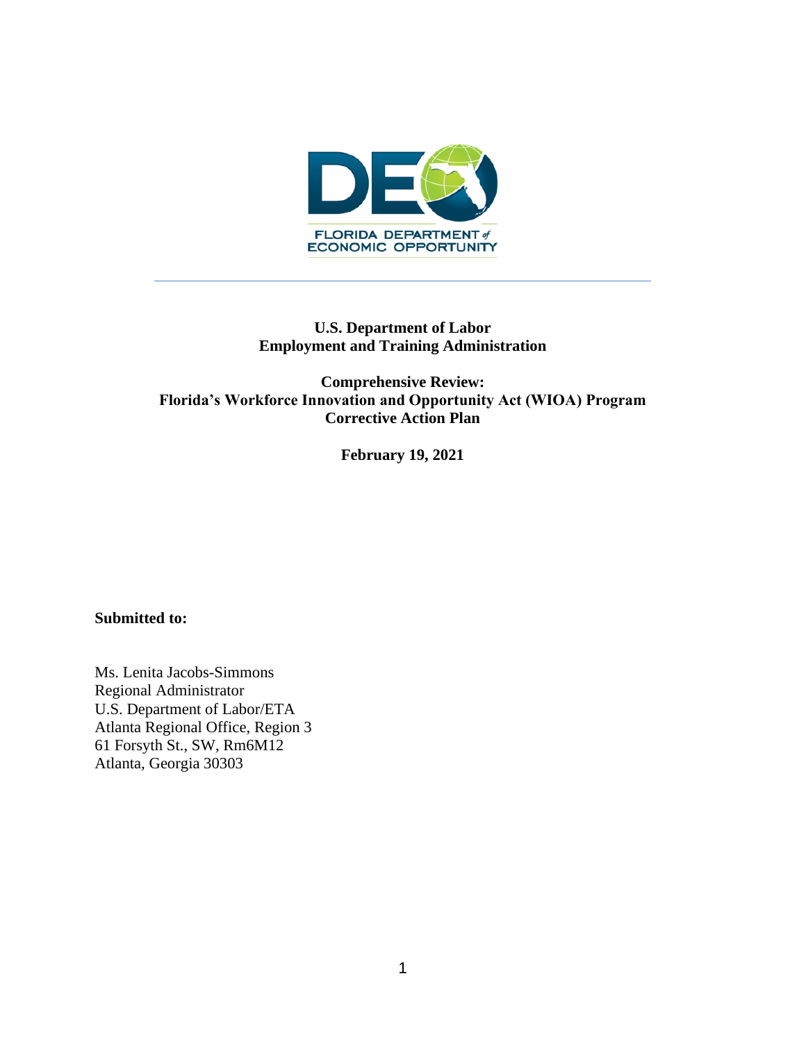**U.S. Department of Labor**
**Employment and Training Administration**

**Comprehensive Review:**
**Florida's Workforce Innovation and Opportunity Act (WIOA) Program**
**Corrective Action Plan**

**February 19, 2021**

**Submitted to:**

Ms. Lenita Jacobs-Simmons
Regional Administrator
U.S. Department of Labor/ETA
Atlanta Regional Office, Region 3
61 Forsyth St., SW, Rm6M12
Atlanta, Georgia 30303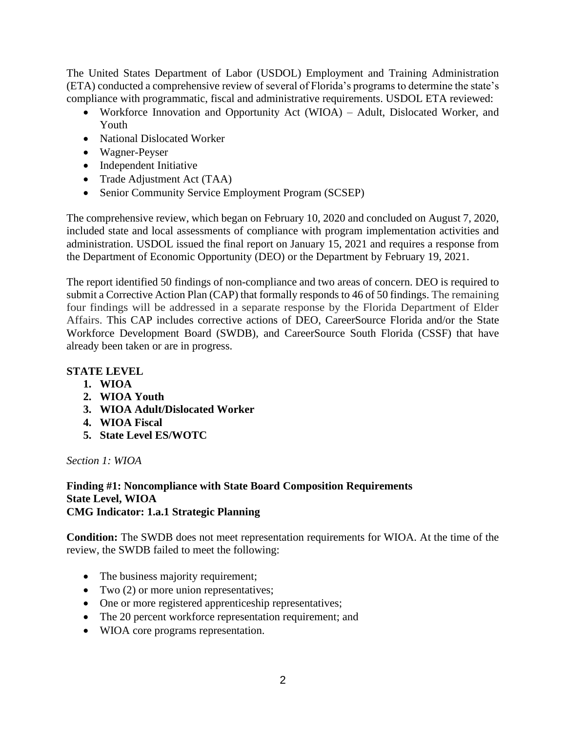The United States Department of Labor (USDOL) Employment and Training Administration (ETA) conducted a comprehensive review of several of Florida's programs to determine the state's compliance with programmatic, fiscal and administrative requirements. USDOL ETA reviewed:

- Workforce Innovation and Opportunity Act (WIOA) – Adult, Dislocated Worker, and Youth
- National Dislocated Worker
- Wagner-Peyser
- Independent Initiative
- Trade Adjustment Act (TAA)
- Senior Community Service Employment Program (SCSEP)

The comprehensive review, which began on February 10, 2020 and concluded on August 7, 2020, included state and local assessments of compliance with program implementation activities and administration. USDOL issued the final report on January 15, 2021 and requires a response from the Department of Economic Opportunity (DEO) or the Department by February 19, 2021.

The report identified 50 findings of non-compliance and two areas of concern. DEO is required to submit a Corrective Action Plan (CAP) that formally responds to 46 of 50 findings. The remaining four findings will be addressed in a separate response by the Florida Department of Elder Affairs. This CAP includes corrective actions of DEO, CareerSource Florida and/or the State Workforce Development Board (SWDB), and CareerSource South Florida (CSSF) that have already been taken or are in progress.

**STATE LEVEL**

1. **WIOA**
2. **WIOA Youth**
3. **WIOA Adult/Dislocated Worker**
4. **WIOA Fiscal**
5. **State Level ES/WOTC**

*Section 1: WIOA*

**Finding #1: Noncompliance with State Board Composition Requirements**
**State Level, WIOA**
**CMG Indicator: 1.a.1 Strategic Planning**

**Condition:** The SWDB does not meet representation requirements for WIOA. At the time of the review, the SWDB failed to meet the following:

- The business majority requirement;
- Two (2) or more union representatives;
- One or more registered apprenticeship representatives;
- The 20 percent workforce representation requirement; and
- WIOA core programs representation.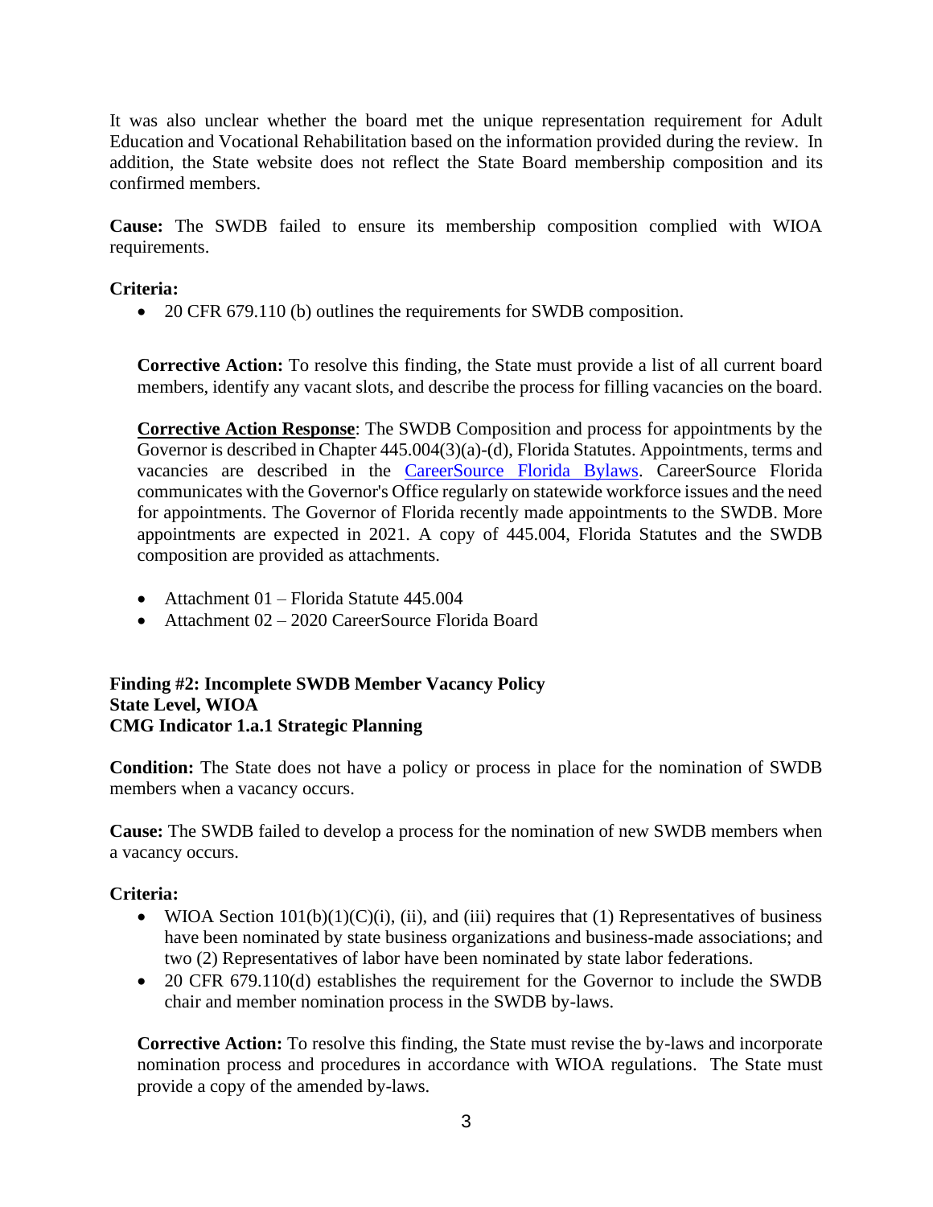It was also unclear whether the board met the unique representation requirement for Adult Education and Vocational Rehabilitation based on the information provided during the review. In addition, the State website does not reflect the State Board membership composition and its confirmed members.

**Cause:** The SWDB failed to ensure its membership composition complied with WIOA requirements.

**Criteria:**

- 20 CFR 679.110 (b) outlines the requirements for SWDB composition.

**Corrective Action:** To resolve this finding, the State must provide a list of all current board members, identify any vacant slots, and describe the process for filling vacancies on the board.

**Corrective Action Response**: The SWDB Composition and process for appointments by the Governor is described in Chapter 445.004(3)(a)-(d), Florida Statutes. Appointments, terms and vacancies are described in the CareerSource Florida Bylaws. CareerSource Florida communicates with the Governor's Office regularly on statewide workforce issues and the need for appointments. The Governor of Florida recently made appointments to the SWDB. More appointments are expected in 2021. A copy of 445.004, Florida Statutes and the SWDB composition are provided as attachments.

- Attachment 01 – Florida Statute 445.004
- Attachment 02 – 2020 CareerSource Florida Board

**Finding #2: Incomplete SWDB Member Vacancy Policy**
**State Level, WIOA**
**CMG Indicator 1.a.1 Strategic Planning**

**Condition:** The State does not have a policy or process in place for the nomination of SWDB members when a vacancy occurs.

**Cause:** The SWDB failed to develop a process for the nomination of new SWDB members when a vacancy occurs.

**Criteria:**

- WIOA Section 101(b)(1)(C)(i), (ii), and (iii) requires that (1) Representatives of business have been nominated by state business organizations and business-made associations; and two (2) Representatives of labor have been nominated by state labor federations.
- 20 CFR 679.110(d) establishes the requirement for the Governor to include the SWDB chair and member nomination process in the SWDB by-laws.

**Corrective Action:** To resolve this finding, the State must revise the by-laws and incorporate nomination process and procedures in accordance with WIOA regulations. The State must provide a copy of the amended by-laws.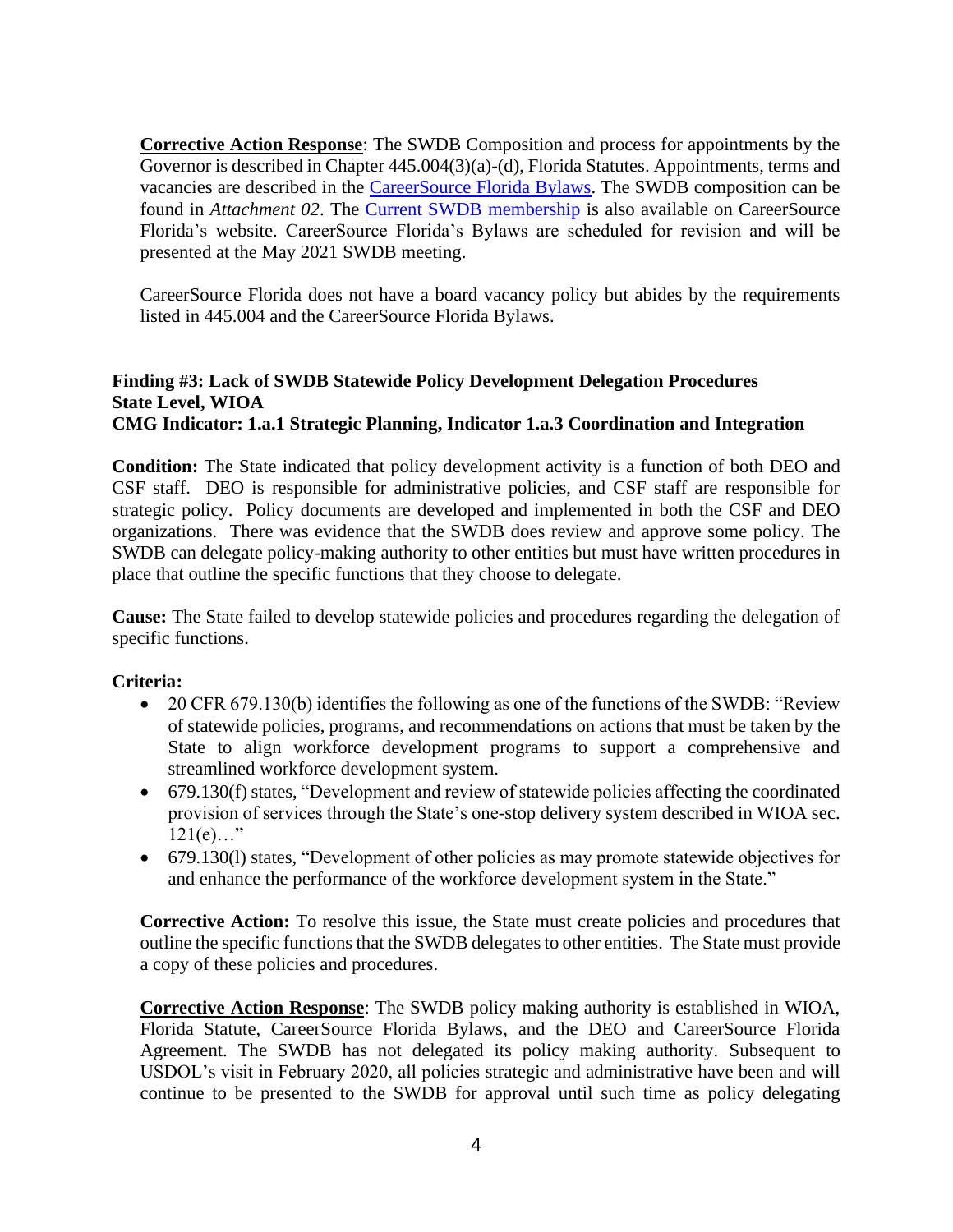**<u>Corrective Action Response</u>**: The SWDB Composition and process for appointments by the Governor is described in Chapter 445.004(3)(a)-(d), Florida Statutes. Appointments, terms and vacancies are described in the [CareerSource Florida Bylaws](). The SWDB composition can be found in *Attachment 02*. The [Current SWDB membership]() is also available on CareerSource Florida's website. CareerSource Florida's Bylaws are scheduled for revision and will be presented at the May 2021 SWDB meeting.

CareerSource Florida does not have a board vacancy policy but abides by the requirements listed in 445.004 and the CareerSource Florida Bylaws.

**Finding #3: Lack of SWDB Statewide Policy Development Delegation Procedures**
**State Level, WIOA**
**CMG Indicator: 1.a.1 Strategic Planning, Indicator 1.a.3 Coordination and Integration**

**Condition:** The State indicated that policy development activity is a function of both DEO and CSF staff. DEO is responsible for administrative policies, and CSF staff are responsible for strategic policy. Policy documents are developed and implemented in both the CSF and DEO organizations. There was evidence that the SWDB does review and approve some policy. The SWDB can delegate policy-making authority to other entities but must have written procedures in place that outline the specific functions that they choose to delegate.

**Cause:** The State failed to develop statewide policies and procedures regarding the delegation of specific functions.

**Criteria:**

- 20 CFR 679.130(b) identifies the following as one of the functions of the SWDB: "Review of statewide policies, programs, and recommendations on actions that must be taken by the State to align workforce development programs to support a comprehensive and streamlined workforce development system.
- 679.130(f) states, "Development and review of statewide policies affecting the coordinated provision of services through the State's one-stop delivery system described in WIOA sec. 121(e)…"
- 679.130(l) states, "Development of other policies as may promote statewide objectives for and enhance the performance of the workforce development system in the State."

**Corrective Action:** To resolve this issue, the State must create policies and procedures that outline the specific functions that the SWDB delegates to other entities. The State must provide a copy of these policies and procedures.

**<u>Corrective Action Response</u>**: The SWDB policy making authority is established in WIOA, Florida Statute, CareerSource Florida Bylaws, and the DEO and CareerSource Florida Agreement. The SWDB has not delegated its policy making authority. Subsequent to USDOL's visit in February 2020, all policies strategic and administrative have been and will continue to be presented to the SWDB for approval until such time as policy delegating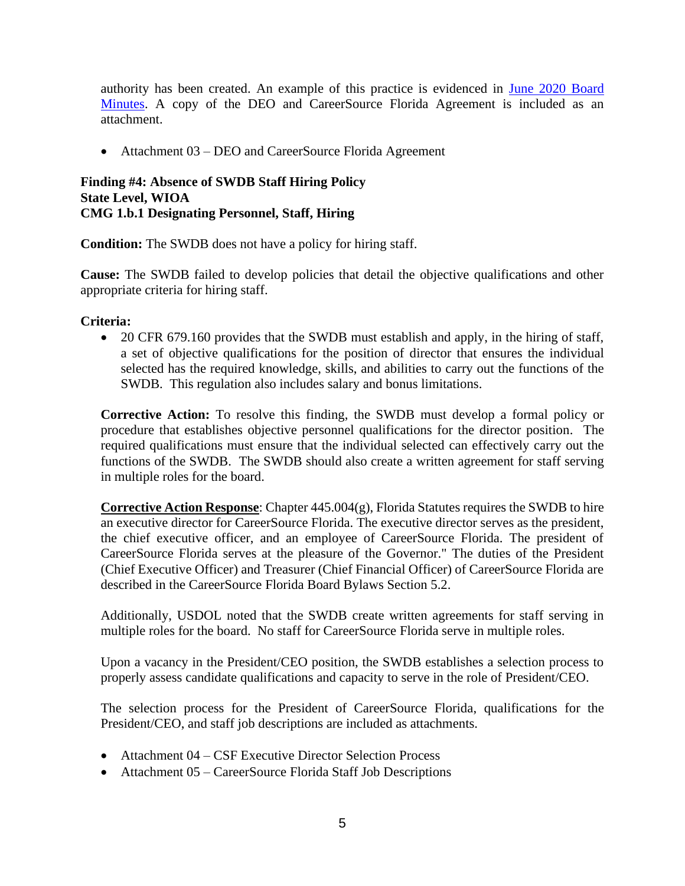authority has been created. An example of this practice is evidenced in [June 2020 Board Minutes](). A copy of the DEO and CareerSource Florida Agreement is included as an attachment.

- Attachment 03 – DEO and CareerSource Florida Agreement

**Finding #4: Absence of SWDB Staff Hiring Policy**
**State Level, WIOA**
**CMG 1.b.1 Designating Personnel, Staff, Hiring**

**Condition:** The SWDB does not have a policy for hiring staff.

**Cause:** The SWDB failed to develop policies that detail the objective qualifications and other appropriate criteria for hiring staff.

**Criteria:**

- 20 CFR 679.160 provides that the SWDB must establish and apply, in the hiring of staff, a set of objective qualifications for the position of director that ensures the individual selected has the required knowledge, skills, and abilities to carry out the functions of the SWDB. This regulation also includes salary and bonus limitations.

**Corrective Action:** To resolve this finding, the SWDB must develop a formal policy or procedure that establishes objective personnel qualifications for the director position. The required qualifications must ensure that the individual selected can effectively carry out the functions of the SWDB. The SWDB should also create a written agreement for staff serving in multiple roles for the board.

**Corrective Action Response**: Chapter 445.004(g), Florida Statutes requires the SWDB to hire an executive director for CareerSource Florida. The executive director serves as the president, the chief executive officer, and an employee of CareerSource Florida. The president of CareerSource Florida serves at the pleasure of the Governor." The duties of the President (Chief Executive Officer) and Treasurer (Chief Financial Officer) of CareerSource Florida are described in the CareerSource Florida Board Bylaws Section 5.2.

Additionally, USDOL noted that the SWDB create written agreements for staff serving in multiple roles for the board. No staff for CareerSource Florida serve in multiple roles.

Upon a vacancy in the President/CEO position, the SWDB establishes a selection process to properly assess candidate qualifications and capacity to serve in the role of President/CEO.

The selection process for the President of CareerSource Florida, qualifications for the President/CEO, and staff job descriptions are included as attachments.

- Attachment 04 – CSF Executive Director Selection Process
- Attachment 05 – CareerSource Florida Staff Job Descriptions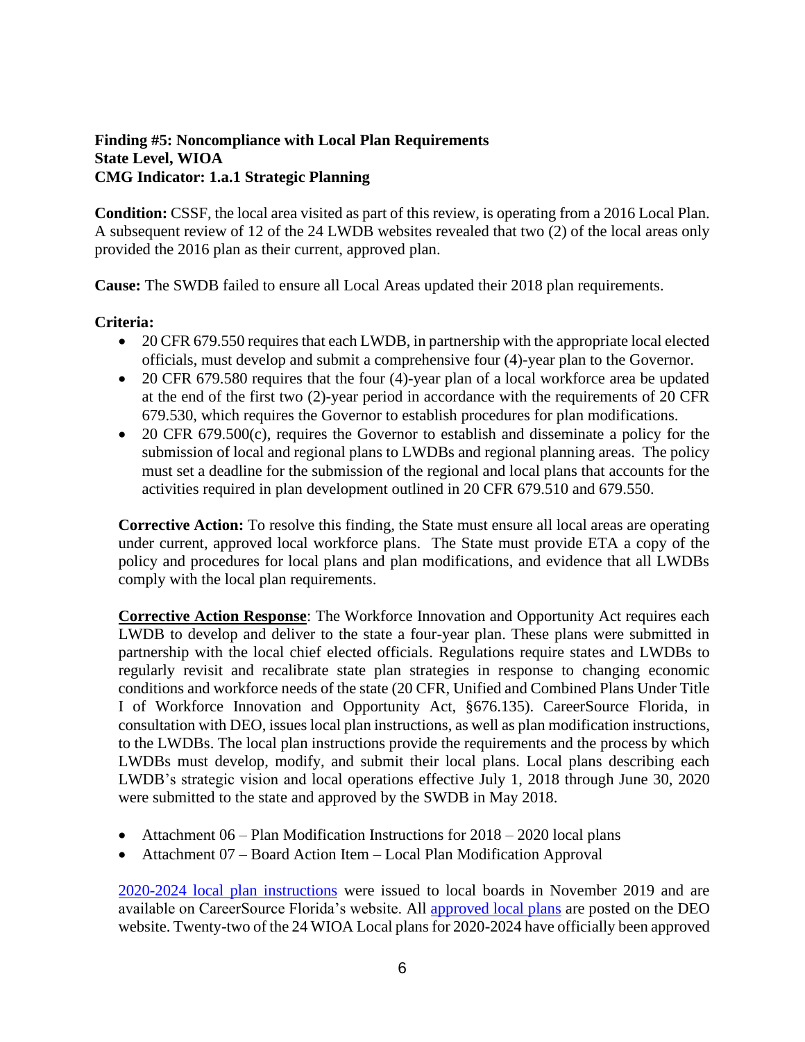**Finding #5: Noncompliance with Local Plan Requirements**
**State Level, WIOA**
**CMG Indicator: 1.a.1 Strategic Planning**

**Condition:** CSSF, the local area visited as part of this review, is operating from a 2016 Local Plan. A subsequent review of 12 of the 24 LWDB websites revealed that two (2) of the local areas only provided the 2016 plan as their current, approved plan.

**Cause:** The SWDB failed to ensure all Local Areas updated their 2018 plan requirements.

**Criteria:**

- 20 CFR 679.550 requires that each LWDB, in partnership with the appropriate local elected officials, must develop and submit a comprehensive four (4)-year plan to the Governor.
- 20 CFR 679.580 requires that the four (4)-year plan of a local workforce area be updated at the end of the first two (2)-year period in accordance with the requirements of 20 CFR 679.530, which requires the Governor to establish procedures for plan modifications.
- 20 CFR 679.500(c), requires the Governor to establish and disseminate a policy for the submission of local and regional plans to LWDBs and regional planning areas. The policy must set a deadline for the submission of the regional and local plans that accounts for the activities required in plan development outlined in 20 CFR 679.510 and 679.550.

**Corrective Action:** To resolve this finding, the State must ensure all local areas are operating under current, approved local workforce plans. The State must provide ETA a copy of the policy and procedures for local plans and plan modifications, and evidence that all LWDBs comply with the local plan requirements.

**Corrective Action Response**: The Workforce Innovation and Opportunity Act requires each LWDB to develop and deliver to the state a four-year plan. These plans were submitted in partnership with the local chief elected officials. Regulations require states and LWDBs to regularly revisit and recalibrate state plan strategies in response to changing economic conditions and workforce needs of the state (20 CFR, Unified and Combined Plans Under Title I of Workforce Innovation and Opportunity Act, §676.135). CareerSource Florida, in consultation with DEO, issues local plan instructions, as well as plan modification instructions, to the LWDBs. The local plan instructions provide the requirements and the process by which LWDBs must develop, modify, and submit their local plans. Local plans describing each LWDB's strategic vision and local operations effective July 1, 2018 through June 30, 2020 were submitted to the state and approved by the SWDB in May 2018.

- Attachment 06 – Plan Modification Instructions for 2018 – 2020 local plans
- Attachment 07 – Board Action Item – Local Plan Modification Approval

2020-2024 local plan instructions were issued to local boards in November 2019 and are available on CareerSource Florida's website. All approved local plans are posted on the DEO website. Twenty-two of the 24 WIOA Local plans for 2020-2024 have officially been approved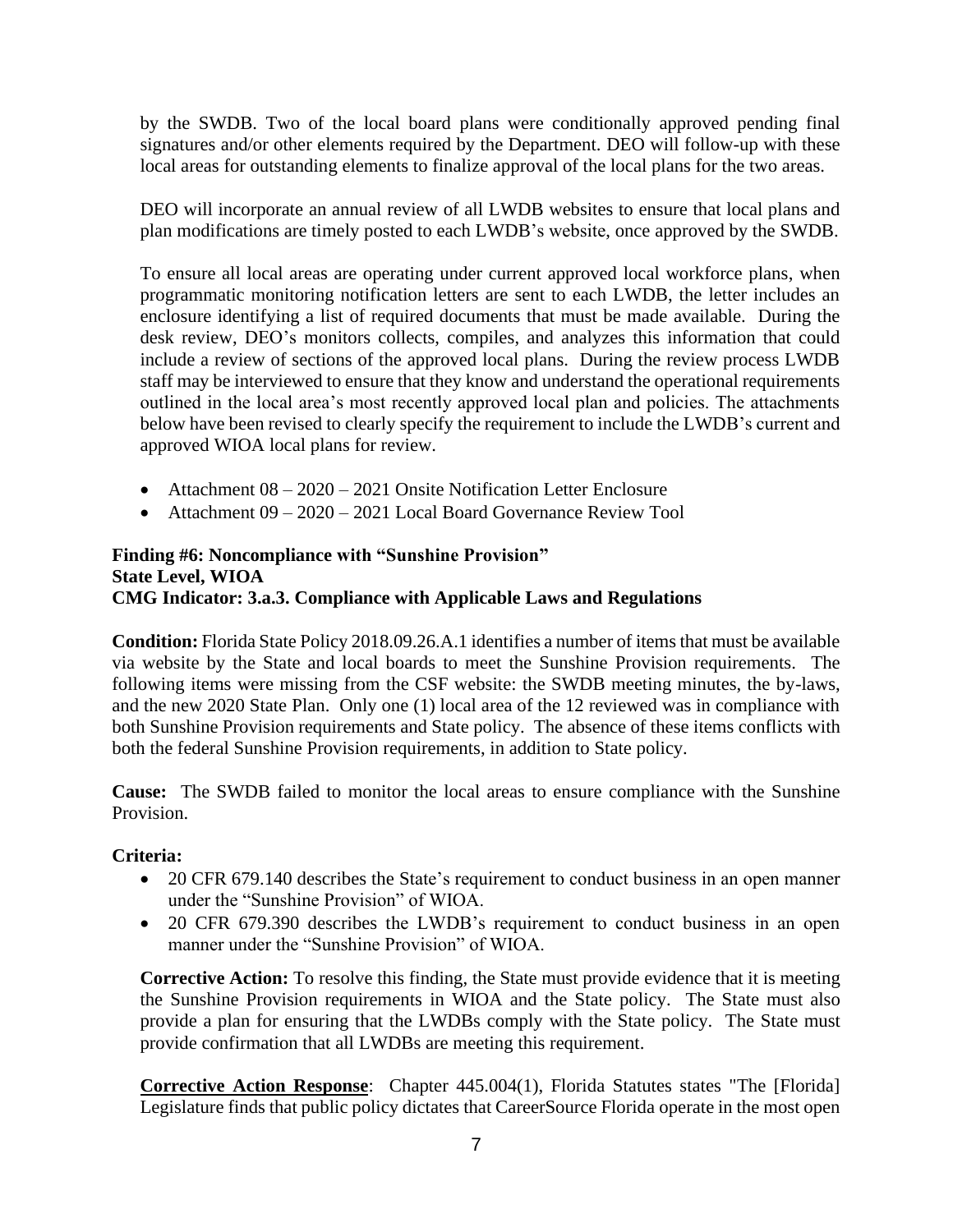by the SWDB. Two of the local board plans were conditionally approved pending final signatures and/or other elements required by the Department. DEO will follow-up with these local areas for outstanding elements to finalize approval of the local plans for the two areas.

DEO will incorporate an annual review of all LWDB websites to ensure that local plans and plan modifications are timely posted to each LWDB's website, once approved by the SWDB.

To ensure all local areas are operating under current approved local workforce plans, when programmatic monitoring notification letters are sent to each LWDB, the letter includes an enclosure identifying a list of required documents that must be made available. During the desk review, DEO's monitors collects, compiles, and analyzes this information that could include a review of sections of the approved local plans. During the review process LWDB staff may be interviewed to ensure that they know and understand the operational requirements outlined in the local area's most recently approved local plan and policies. The attachments below have been revised to clearly specify the requirement to include the LWDB's current and approved WIOA local plans for review.

- Attachment 08 – 2020 – 2021 Onsite Notification Letter Enclosure
- Attachment 09 – 2020 – 2021 Local Board Governance Review Tool

**Finding #6: Noncompliance with "Sunshine Provision"**
**State Level, WIOA**
**CMG Indicator: 3.a.3. Compliance with Applicable Laws and Regulations**

**Condition:** Florida State Policy 2018.09.26.A.1 identifies a number of items that must be available via website by the State and local boards to meet the Sunshine Provision requirements. The following items were missing from the CSF website: the SWDB meeting minutes, the by-laws, and the new 2020 State Plan. Only one (1) local area of the 12 reviewed was in compliance with both Sunshine Provision requirements and State policy. The absence of these items conflicts with both the federal Sunshine Provision requirements, in addition to State policy.

**Cause:** The SWDB failed to monitor the local areas to ensure compliance with the Sunshine Provision.

**Criteria:**

- 20 CFR 679.140 describes the State's requirement to conduct business in an open manner under the "Sunshine Provision" of WIOA.
- 20 CFR 679.390 describes the LWDB's requirement to conduct business in an open manner under the "Sunshine Provision" of WIOA.

**Corrective Action:** To resolve this finding, the State must provide evidence that it is meeting the Sunshine Provision requirements in WIOA and the State policy. The State must also provide a plan for ensuring that the LWDBs comply with the State policy. The State must provide confirmation that all LWDBs are meeting this requirement.

**Corrective Action Response**: Chapter 445.004(1), Florida Statutes states "The [Florida] Legislature finds that public policy dictates that CareerSource Florida operate in the most open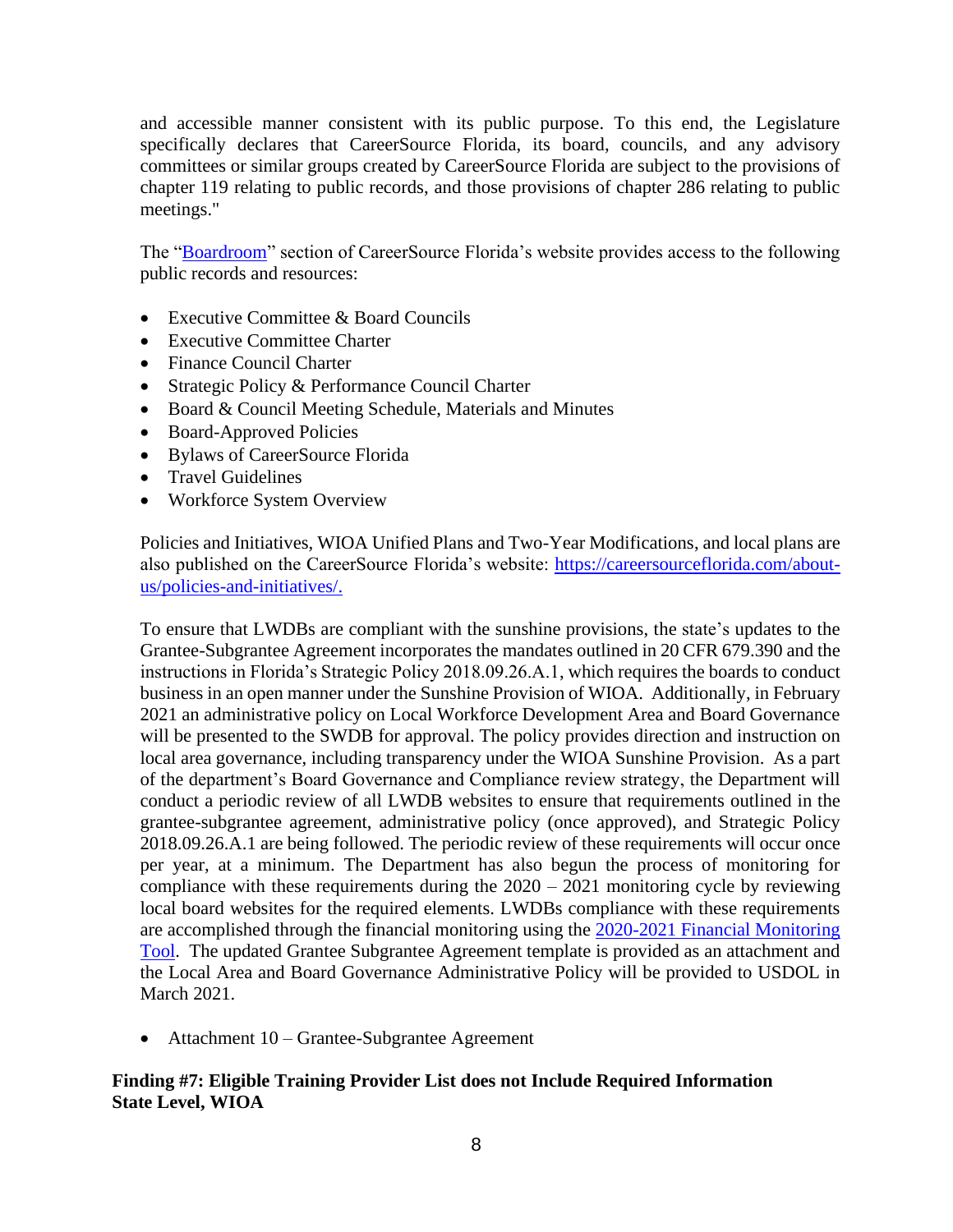and accessible manner consistent with its public purpose. To this end, the Legislature specifically declares that CareerSource Florida, its board, councils, and any advisory committees or similar groups created by CareerSource Florida are subject to the provisions of chapter 119 relating to public records, and those provisions of chapter 286 relating to public meetings."

The "[Boardroom]" section of CareerSource Florida's website provides access to the following public records and resources:

- Executive Committee & Board Councils
- Executive Committee Charter
- Finance Council Charter
- Strategic Policy & Performance Council Charter
- Board & Council Meeting Schedule, Materials and Minutes
- Board-Approved Policies
- Bylaws of CareerSource Florida
- Travel Guidelines
- Workforce System Overview

Policies and Initiatives, WIOA Unified Plans and Two-Year Modifications, and local plans are also published on the CareerSource Florida's website: https://careersourceflorida.com/about-us/policies-and-initiatives/.

To ensure that LWDBs are compliant with the sunshine provisions, the state's updates to the Grantee-Subgrantee Agreement incorporates the mandates outlined in 20 CFR 679.390 and the instructions in Florida's Strategic Policy 2018.09.26.A.1, which requires the boards to conduct business in an open manner under the Sunshine Provision of WIOA. Additionally, in February 2021 an administrative policy on Local Workforce Development Area and Board Governance will be presented to the SWDB for approval. The policy provides direction and instruction on local area governance, including transparency under the WIOA Sunshine Provision. As a part of the department's Board Governance and Compliance review strategy, the Department will conduct a periodic review of all LWDB websites to ensure that requirements outlined in the grantee-subgrantee agreement, administrative policy (once approved), and Strategic Policy 2018.09.26.A.1 are being followed. The periodic review of these requirements will occur once per year, at a minimum. The Department has also begun the process of monitoring for compliance with these requirements during the 2020 – 2021 monitoring cycle by reviewing local board websites for the required elements. LWDBs compliance with these requirements are accomplished through the financial monitoring using the [2020-2021 Financial Monitoring Tool]. The updated Grantee Subgrantee Agreement template is provided as an attachment and the Local Area and Board Governance Administrative Policy will be provided to USDOL in March 2021.

- Attachment 10 – Grantee-Subgrantee Agreement

**Finding #7: Eligible Training Provider List does not Include Required Information**
**State Level, WIOA**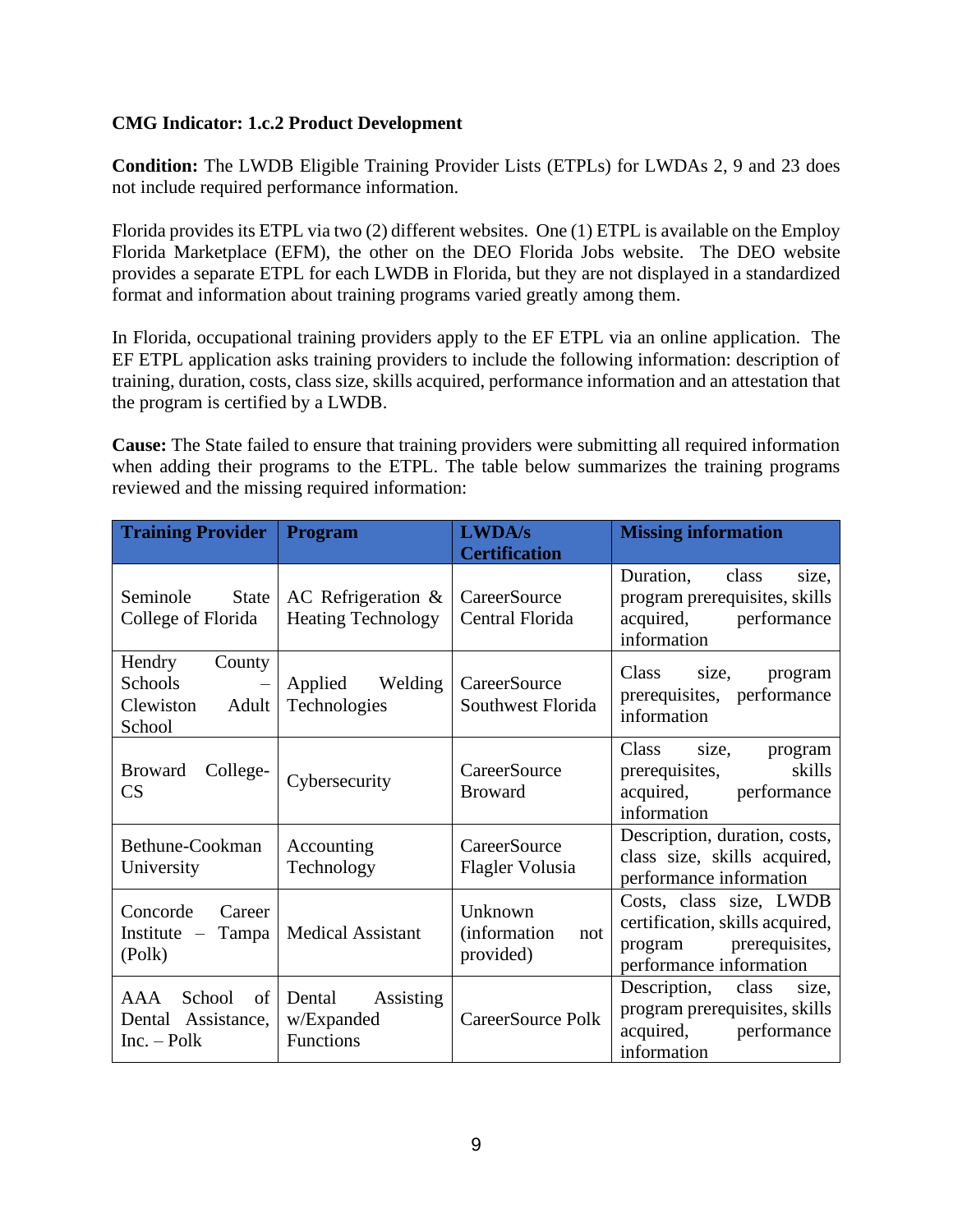**CMG Indicator: 1.c.2 Product Development**

**Condition:** The LWDB Eligible Training Provider Lists (ETPLs) for LWDAs 2, 9 and 23 does not include required performance information.

Florida provides its ETPL via two (2) different websites. One (1) ETPL is available on the Employ Florida Marketplace (EFM), the other on the DEO Florida Jobs website. The DEO website provides a separate ETPL for each LWDB in Florida, but they are not displayed in a standardized format and information about training programs varied greatly among them.

In Florida, occupational training providers apply to the EF ETPL via an online application. The EF ETPL application asks training providers to include the following information: description of training, duration, costs, class size, skills acquired, performance information and an attestation that the program is certified by a LWDB.

**Cause:** The State failed to ensure that training providers were submitting all required information when adding their programs to the ETPL. The table below summarizes the training programs reviewed and the missing required information:

| Training Provider | Program | LWDA/s Certification | Missing information |
|---|---|---|---|
| Seminole State College of Florida | AC Refrigeration & Heating Technology | CareerSource Central Florida | Duration, class size, program prerequisites, skills acquired, performance information |
| Hendry County Schools – Clewiston Adult School | Applied Welding Technologies | CareerSource Southwest Florida | Class size, program prerequisites, performance information |
| Broward College-CS | Cybersecurity | CareerSource Broward | Class size, program prerequisites, skills acquired, performance information |
| Bethune-Cookman University | Accounting Technology | CareerSource Flagler Volusia | Description, duration, costs, class size, skills acquired, performance information |
| Concorde Career Institute – Tampa (Polk) | Medical Assistant | Unknown (information not provided) | Costs, class size, LWDB certification, skills acquired, program prerequisites, performance information |
| AAA School of Dental Assistance, Inc. – Polk | Dental Assisting w/Expanded Functions | CareerSource Polk | Description, class size, program prerequisites, skills acquired, performance information |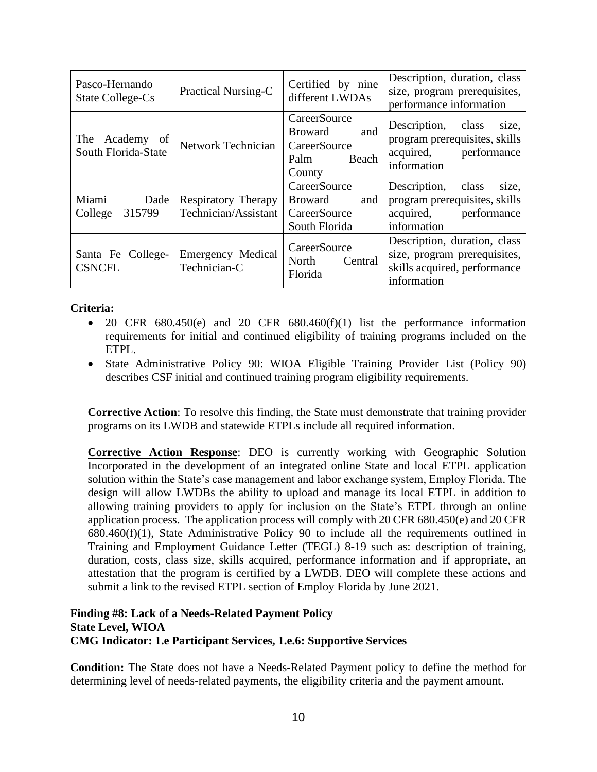| Pasco-Hernando State College-Cs | Practical Nursing-C | Certified by nine different LWDAs | Description, duration, class size, program prerequisites, performance information |
|---|---|---|---|
| The Academy of South Florida-State | Network Technician | CareerSource Broward and CareerSource Palm Beach County | Description, class size, program prerequisites, skills acquired, performance information |
| Miami Dade College – 315799 | Respiratory Therapy Technician/Assistant | CareerSource Broward and CareerSource South Florida | Description, class size, program prerequisites, skills acquired, performance information |
| Santa Fe College-CSNCFL | Emergency Medical Technician-C | CareerSource North Central Florida | Description, duration, class size, program prerequisites, skills acquired, performance information |

**Criteria:**

- 20 CFR 680.450(e) and 20 CFR 680.460(f)(1) list the performance information requirements for initial and continued eligibility of training programs included on the ETPL.
- State Administrative Policy 90: WIOA Eligible Training Provider List (Policy 90) describes CSF initial and continued training program eligibility requirements.

**Corrective Action**: To resolve this finding, the State must demonstrate that training provider programs on its LWDB and statewide ETPLs include all required information.

**<u>Corrective Action Response</u>**: DEO is currently working with Geographic Solution Incorporated in the development of an integrated online State and local ETPL application solution within the State's case management and labor exchange system, Employ Florida. The design will allow LWDBs the ability to upload and manage its local ETPL in addition to allowing training providers to apply for inclusion on the State's ETPL through an online application process. The application process will comply with 20 CFR 680.450(e) and 20 CFR 680.460(f)(1), State Administrative Policy 90 to include all the requirements outlined in Training and Employment Guidance Letter (TEGL) 8-19 such as: description of training, duration, costs, class size, skills acquired, performance information and if appropriate, an attestation that the program is certified by a LWDB. DEO will complete these actions and submit a link to the revised ETPL section of Employ Florida by June 2021.

**Finding #8: Lack of a Needs-Related Payment Policy**
**State Level, WIOA**
**CMG Indicator: 1.e Participant Services, 1.e.6: Supportive Services**

**Condition:** The State does not have a Needs-Related Payment policy to define the method for determining level of needs-related payments, the eligibility criteria and the payment amount.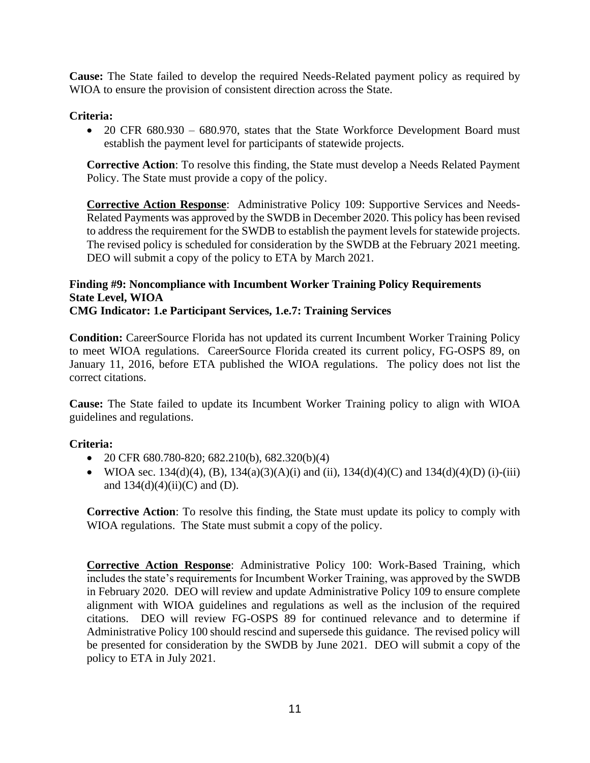**Cause:** The State failed to develop the required Needs-Related payment policy as required by WIOA to ensure the provision of consistent direction across the State.

**Criteria:**

- 20 CFR 680.930 – 680.970, states that the State Workforce Development Board must establish the payment level for participants of statewide projects.

**Corrective Action**: To resolve this finding, the State must develop a Needs Related Payment Policy. The State must provide a copy of the policy.

**Corrective Action Response**: Administrative Policy 109: Supportive Services and Needs-Related Payments was approved by the SWDB in December 2020. This policy has been revised to address the requirement for the SWDB to establish the payment levels for statewide projects. The revised policy is scheduled for consideration by the SWDB at the February 2021 meeting. DEO will submit a copy of the policy to ETA by March 2021.

**Finding #9: Noncompliance with Incumbent Worker Training Policy Requirements**
**State Level, WIOA**
**CMG Indicator: 1.e Participant Services, 1.e.7: Training Services**

**Condition:** CareerSource Florida has not updated its current Incumbent Worker Training Policy to meet WIOA regulations. CareerSource Florida created its current policy, FG-OSPS 89, on January 11, 2016, before ETA published the WIOA regulations. The policy does not list the correct citations.

**Cause:** The State failed to update its Incumbent Worker Training policy to align with WIOA guidelines and regulations.

**Criteria:**

- 20 CFR 680.780-820; 682.210(b), 682.320(b)(4)
- WIOA sec. 134(d)(4), (B), 134(a)(3)(A)(i) and (ii), 134(d)(4)(C) and 134(d)(4)(D) (i)-(iii) and 134(d)(4)(ii)(C) and (D).

**Corrective Action**: To resolve this finding, the State must update its policy to comply with WIOA regulations. The State must submit a copy of the policy.

**Corrective Action Response**: Administrative Policy 100: Work-Based Training, which includes the state's requirements for Incumbent Worker Training, was approved by the SWDB in February 2020. DEO will review and update Administrative Policy 109 to ensure complete alignment with WIOA guidelines and regulations as well as the inclusion of the required citations. DEO will review FG-OSPS 89 for continued relevance and to determine if Administrative Policy 100 should rescind and supersede this guidance. The revised policy will be presented for consideration by the SWDB by June 2021. DEO will submit a copy of the policy to ETA in July 2021.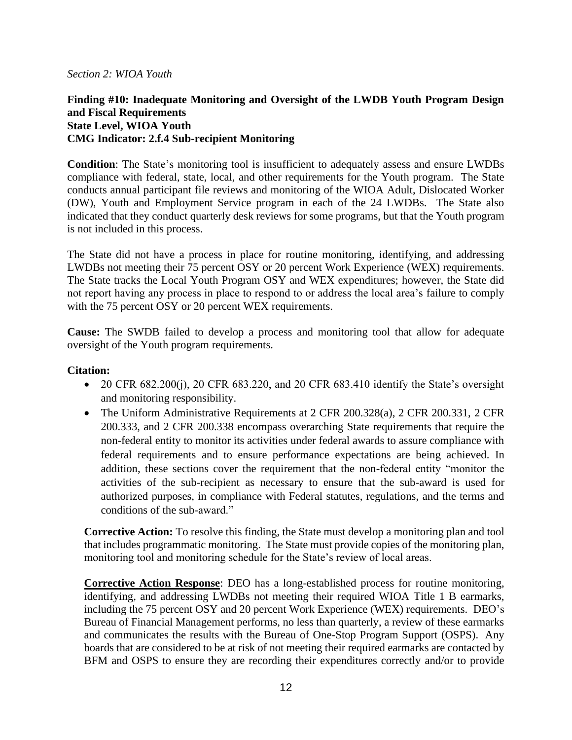*Section 2: WIOA Youth*

**Finding #10: Inadequate Monitoring and Oversight of the LWDB Youth Program Design and Fiscal Requirements**
**State Level, WIOA Youth**
**CMG Indicator: 2.f.4 Sub-recipient Monitoring**

**Condition**: The State's monitoring tool is insufficient to adequately assess and ensure LWDBs compliance with federal, state, local, and other requirements for the Youth program. The State conducts annual participant file reviews and monitoring of the WIOA Adult, Dislocated Worker (DW), Youth and Employment Service program in each of the 24 LWDBs. The State also indicated that they conduct quarterly desk reviews for some programs, but that the Youth program is not included in this process.

The State did not have a process in place for routine monitoring, identifying, and addressing LWDBs not meeting their 75 percent OSY or 20 percent Work Experience (WEX) requirements. The State tracks the Local Youth Program OSY and WEX expenditures; however, the State did not report having any process in place to respond to or address the local area's failure to comply with the 75 percent OSY or 20 percent WEX requirements.

**Cause:** The SWDB failed to develop a process and monitoring tool that allow for adequate oversight of the Youth program requirements.

**Citation:**

- 20 CFR 682.200(j), 20 CFR 683.220, and 20 CFR 683.410 identify the State's oversight and monitoring responsibility.
- The Uniform Administrative Requirements at 2 CFR 200.328(a), 2 CFR 200.331, 2 CFR 200.333, and 2 CFR 200.338 encompass overarching State requirements that require the non-federal entity to monitor its activities under federal awards to assure compliance with federal requirements and to ensure performance expectations are being achieved. In addition, these sections cover the requirement that the non-federal entity "monitor the activities of the sub-recipient as necessary to ensure that the sub-award is used for authorized purposes, in compliance with Federal statutes, regulations, and the terms and conditions of the sub-award."

**Corrective Action:** To resolve this finding, the State must develop a monitoring plan and tool that includes programmatic monitoring. The State must provide copies of the monitoring plan, monitoring tool and monitoring schedule for the State's review of local areas.

**<u>Corrective Action Response</u>**: DEO has a long-established process for routine monitoring, identifying, and addressing LWDBs not meeting their required WIOA Title 1 B earmarks, including the 75 percent OSY and 20 percent Work Experience (WEX) requirements. DEO's Bureau of Financial Management performs, no less than quarterly, a review of these earmarks and communicates the results with the Bureau of One-Stop Program Support (OSPS). Any boards that are considered to be at risk of not meeting their required earmarks are contacted by BFM and OSPS to ensure they are recording their expenditures correctly and/or to provide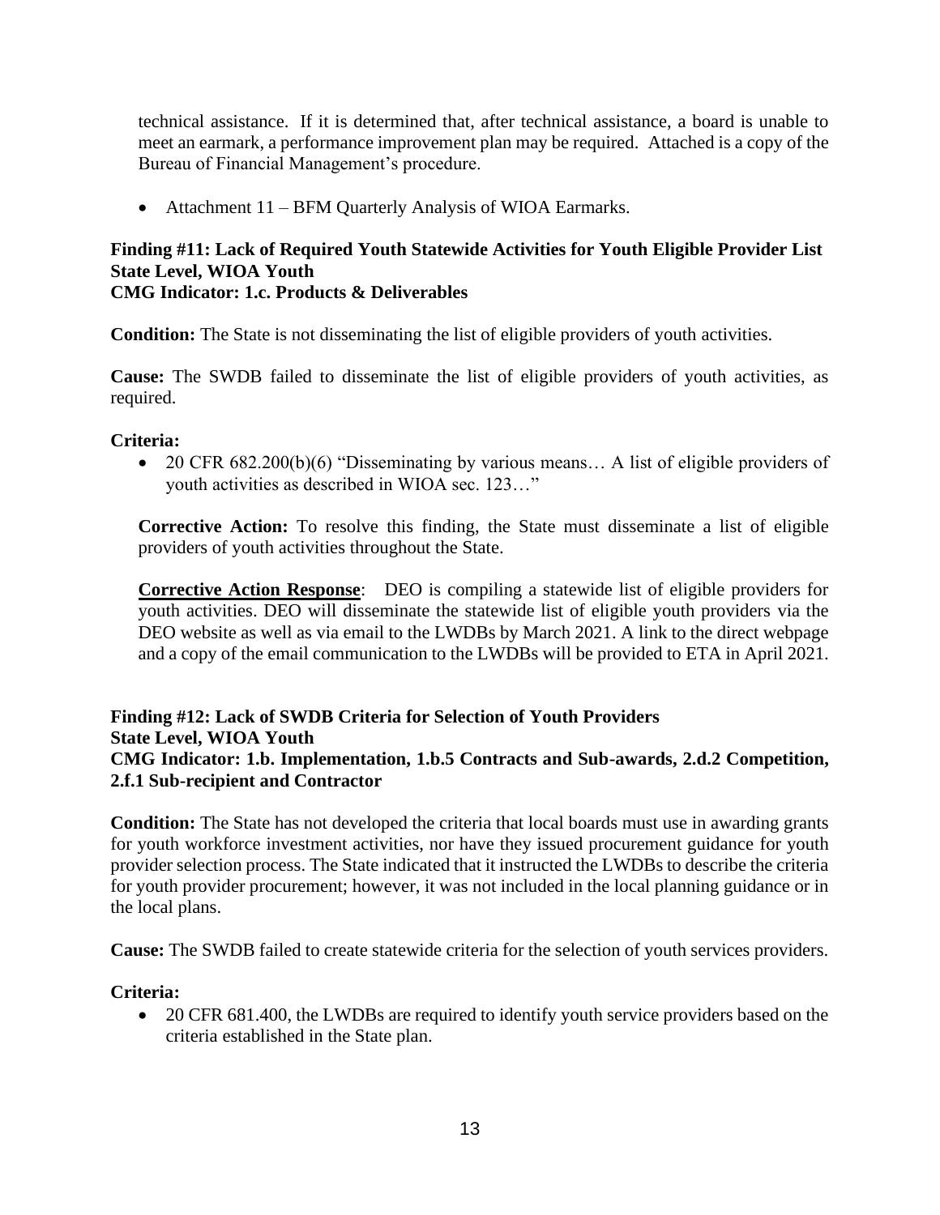technical assistance. If it is determined that, after technical assistance, a board is unable to meet an earmark, a performance improvement plan may be required. Attached is a copy of the Bureau of Financial Management's procedure.

- Attachment 11 – BFM Quarterly Analysis of WIOA Earmarks.

**Finding #11: Lack of Required Youth Statewide Activities for Youth Eligible Provider List**
**State Level, WIOA Youth**
**CMG Indicator: 1.c. Products & Deliverables**

**Condition:** The State is not disseminating the list of eligible providers of youth activities.

**Cause:** The SWDB failed to disseminate the list of eligible providers of youth activities, as required.

**Criteria:**

- 20 CFR 682.200(b)(6) "Disseminating by various means… A list of eligible providers of youth activities as described in WIOA sec. 123…"

**Corrective Action:** To resolve this finding, the State must disseminate a list of eligible providers of youth activities throughout the State.

**Corrective Action Response**: DEO is compiling a statewide list of eligible providers for youth activities. DEO will disseminate the statewide list of eligible youth providers via the DEO website as well as via email to the LWDBs by March 2021. A link to the direct webpage and a copy of the email communication to the LWDBs will be provided to ETA in April 2021.

**Finding #12: Lack of SWDB Criteria for Selection of Youth Providers**
**State Level, WIOA Youth**
**CMG Indicator: 1.b. Implementation, 1.b.5 Contracts and Sub-awards, 2.d.2 Competition, 2.f.1 Sub-recipient and Contractor**

**Condition:** The State has not developed the criteria that local boards must use in awarding grants for youth workforce investment activities, nor have they issued procurement guidance for youth provider selection process. The State indicated that it instructed the LWDBs to describe the criteria for youth provider procurement; however, it was not included in the local planning guidance or in the local plans.

**Cause:** The SWDB failed to create statewide criteria for the selection of youth services providers.

**Criteria:**

- 20 CFR 681.400, the LWDBs are required to identify youth service providers based on the criteria established in the State plan.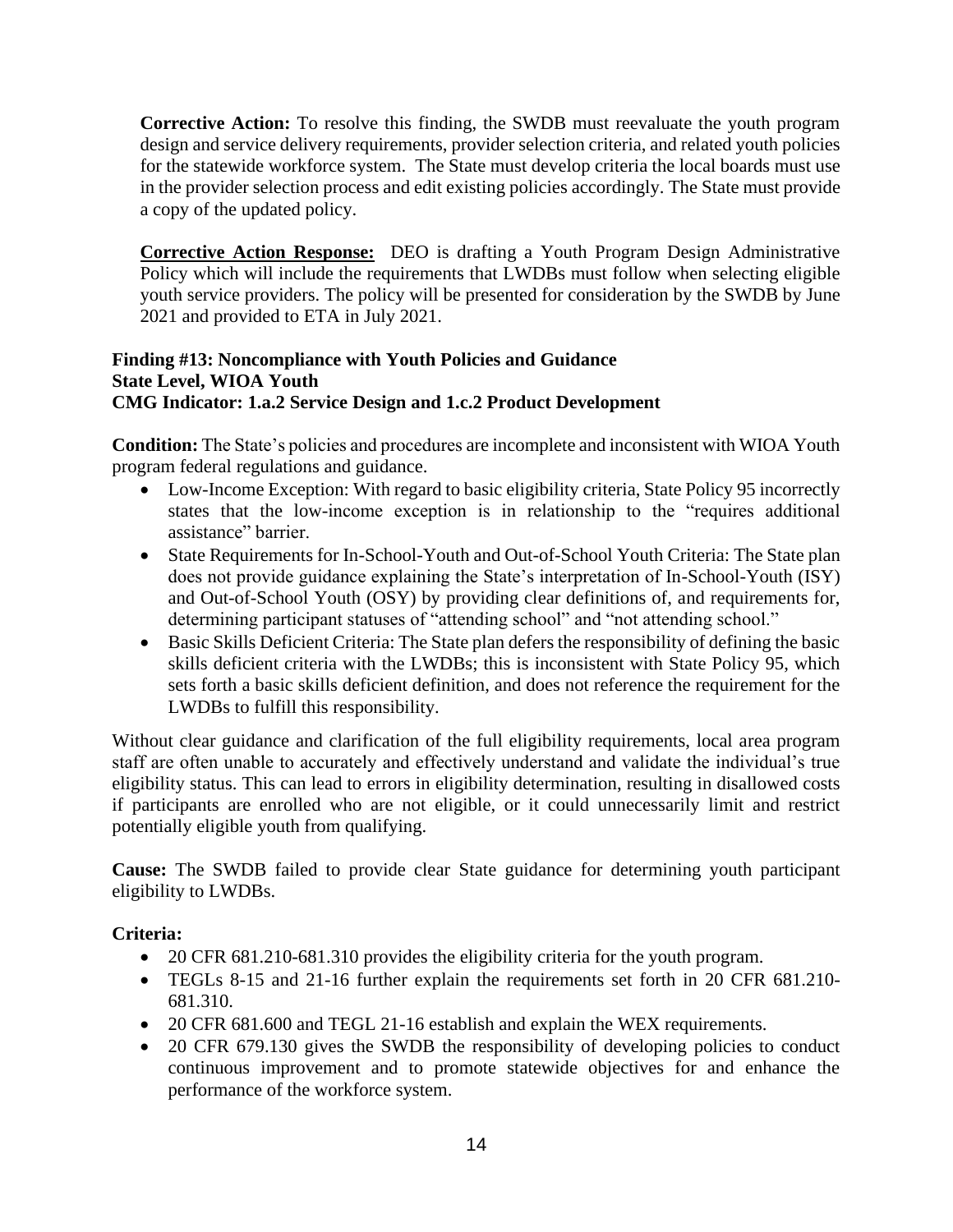**Corrective Action:** To resolve this finding, the SWDB must reevaluate the youth program design and service delivery requirements, provider selection criteria, and related youth policies for the statewide workforce system. The State must develop criteria the local boards must use in the provider selection process and edit existing policies accordingly. The State must provide a copy of the updated policy.

**Corrective Action Response:** DEO is drafting a Youth Program Design Administrative Policy which will include the requirements that LWDBs must follow when selecting eligible youth service providers. The policy will be presented for consideration by the SWDB by June 2021 and provided to ETA in July 2021.

**Finding #13: Noncompliance with Youth Policies and Guidance**
**State Level, WIOA Youth**
**CMG Indicator: 1.a.2 Service Design and 1.c.2 Product Development**

**Condition:** The State's policies and procedures are incomplete and inconsistent with WIOA Youth program federal regulations and guidance.

- Low-Income Exception: With regard to basic eligibility criteria, State Policy 95 incorrectly states that the low-income exception is in relationship to the "requires additional assistance" barrier.
- State Requirements for In-School-Youth and Out-of-School Youth Criteria: The State plan does not provide guidance explaining the State's interpretation of In-School-Youth (ISY) and Out-of-School Youth (OSY) by providing clear definitions of, and requirements for, determining participant statuses of "attending school" and "not attending school."
- Basic Skills Deficient Criteria: The State plan defers the responsibility of defining the basic skills deficient criteria with the LWDBs; this is inconsistent with State Policy 95, which sets forth a basic skills deficient definition, and does not reference the requirement for the LWDBs to fulfill this responsibility.

Without clear guidance and clarification of the full eligibility requirements, local area program staff are often unable to accurately and effectively understand and validate the individual's true eligibility status. This can lead to errors in eligibility determination, resulting in disallowed costs if participants are enrolled who are not eligible, or it could unnecessarily limit and restrict potentially eligible youth from qualifying.

**Cause:** The SWDB failed to provide clear State guidance for determining youth participant eligibility to LWDBs.

**Criteria:**

- 20 CFR 681.210-681.310 provides the eligibility criteria for the youth program.
- TEGLs 8-15 and 21-16 further explain the requirements set forth in 20 CFR 681.210-681.310.
- 20 CFR 681.600 and TEGL 21-16 establish and explain the WEX requirements.
- 20 CFR 679.130 gives the SWDB the responsibility of developing policies to conduct continuous improvement and to promote statewide objectives for and enhance the performance of the workforce system.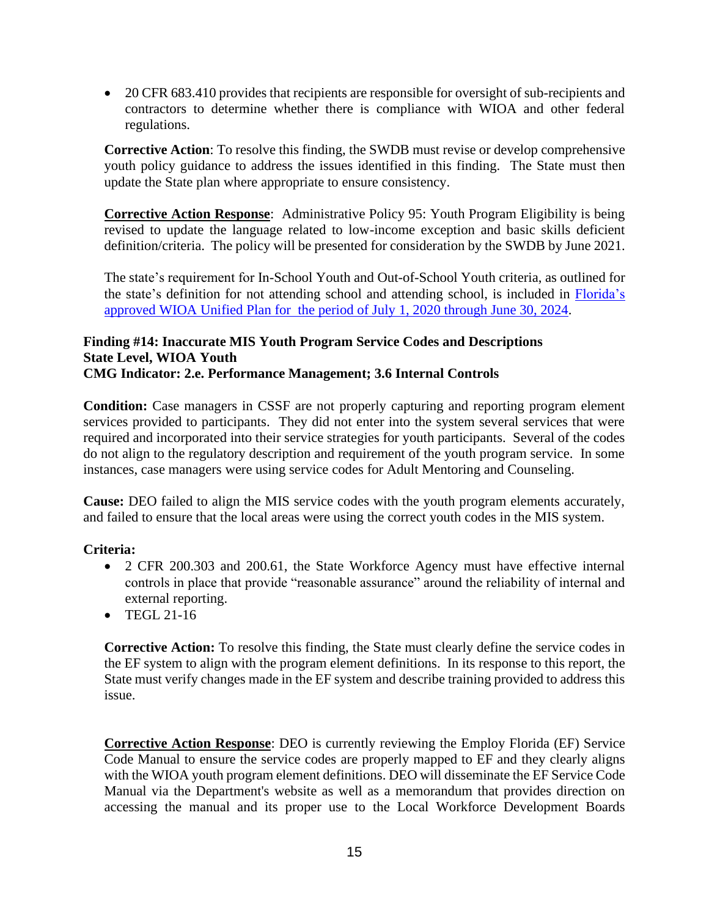- 20 CFR 683.410 provides that recipients are responsible for oversight of sub-recipients and contractors to determine whether there is compliance with WIOA and other federal regulations.

**Corrective Action**: To resolve this finding, the SWDB must revise or develop comprehensive youth policy guidance to address the issues identified in this finding. The State must then update the State plan where appropriate to ensure consistency.

**Corrective Action Response**: Administrative Policy 95: Youth Program Eligibility is being revised to update the language related to low-income exception and basic skills deficient definition/criteria. The policy will be presented for consideration by the SWDB by June 2021.

The state's requirement for In-School Youth and Out-of-School Youth criteria, as outlined for the state's definition for not attending school and attending school, is included in Florida's approved WIOA Unified Plan for the period of July 1, 2020 through June 30, 2024.

**Finding #14: Inaccurate MIS Youth Program Service Codes and Descriptions**
**State Level, WIOA Youth**
**CMG Indicator: 2.e. Performance Management; 3.6 Internal Controls**

**Condition:** Case managers in CSSF are not properly capturing and reporting program element services provided to participants. They did not enter into the system several services that were required and incorporated into their service strategies for youth participants. Several of the codes do not align to the regulatory description and requirement of the youth program service. In some instances, case managers were using service codes for Adult Mentoring and Counseling.

**Cause:** DEO failed to align the MIS service codes with the youth program elements accurately, and failed to ensure that the local areas were using the correct youth codes in the MIS system.

**Criteria:**

- 2 CFR 200.303 and 200.61, the State Workforce Agency must have effective internal controls in place that provide "reasonable assurance" around the reliability of internal and external reporting.
- TEGL 21-16

**Corrective Action:** To resolve this finding, the State must clearly define the service codes in the EF system to align with the program element definitions. In its response to this report, the State must verify changes made in the EF system and describe training provided to address this issue.

**Corrective Action Response**: DEO is currently reviewing the Employ Florida (EF) Service Code Manual to ensure the service codes are properly mapped to EF and they clearly aligns with the WIOA youth program element definitions. DEO will disseminate the EF Service Code Manual via the Department's website as well as a memorandum that provides direction on accessing the manual and its proper use to the Local Workforce Development Boards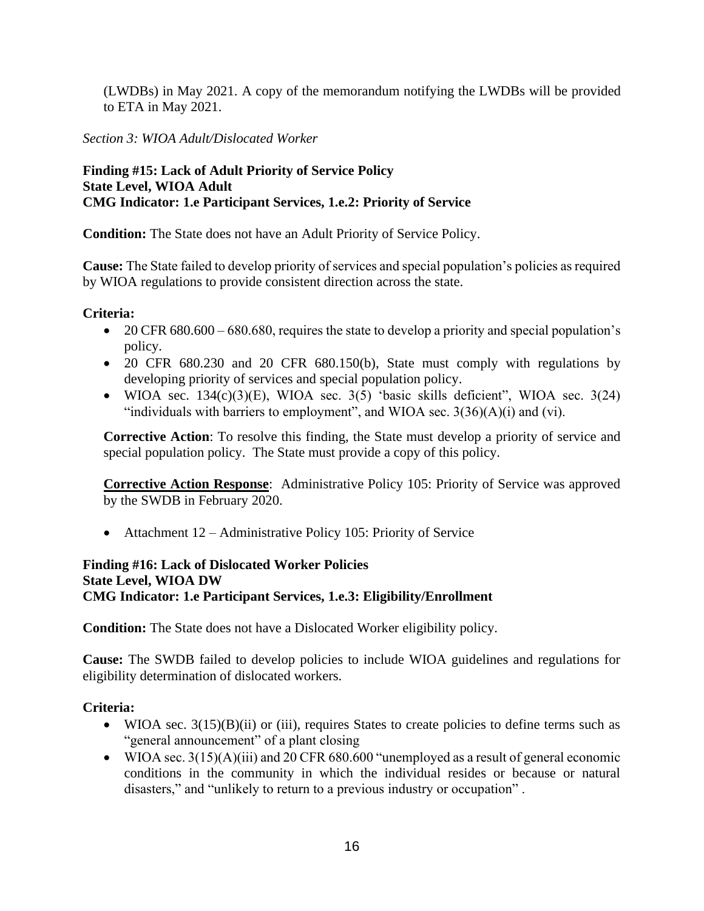(LWDBs) in May 2021. A copy of the memorandum notifying the LWDBs will be provided to ETA in May 2021.

*Section 3: WIOA Adult/Dislocated Worker*

**Finding #15: Lack of Adult Priority of Service Policy**
**State Level, WIOA Adult**
**CMG Indicator: 1.e Participant Services, 1.e.2: Priority of Service**

**Condition:** The State does not have an Adult Priority of Service Policy.

**Cause:** The State failed to develop priority of services and special population's policies as required by WIOA regulations to provide consistent direction across the state.

**Criteria:**

- 20 CFR 680.600 – 680.680, requires the state to develop a priority and special population's policy.
- 20 CFR 680.230 and 20 CFR 680.150(b), State must comply with regulations by developing priority of services and special population policy.
- WIOA sec. 134(c)(3)(E), WIOA sec. 3(5) 'basic skills deficient", WIOA sec. 3(24) "individuals with barriers to employment", and WIOA sec. 3(36)(A)(i) and (vi).

**Corrective Action**: To resolve this finding, the State must develop a priority of service and special population policy. The State must provide a copy of this policy.

**Corrective Action Response**: Administrative Policy 105: Priority of Service was approved by the SWDB in February 2020.

- Attachment 12 – Administrative Policy 105: Priority of Service

**Finding #16: Lack of Dislocated Worker Policies**
**State Level, WIOA DW**
**CMG Indicator: 1.e Participant Services, 1.e.3: Eligibility/Enrollment**

**Condition:** The State does not have a Dislocated Worker eligibility policy.

**Cause:** The SWDB failed to develop policies to include WIOA guidelines and regulations for eligibility determination of dislocated workers.

**Criteria:**

- WIOA sec. 3(15)(B)(ii) or (iii), requires States to create policies to define terms such as "general announcement" of a plant closing
- WIOA sec. 3(15)(A)(iii) and 20 CFR 680.600 "unemployed as a result of general economic conditions in the community in which the individual resides or because or natural disasters," and "unlikely to return to a previous industry or occupation" .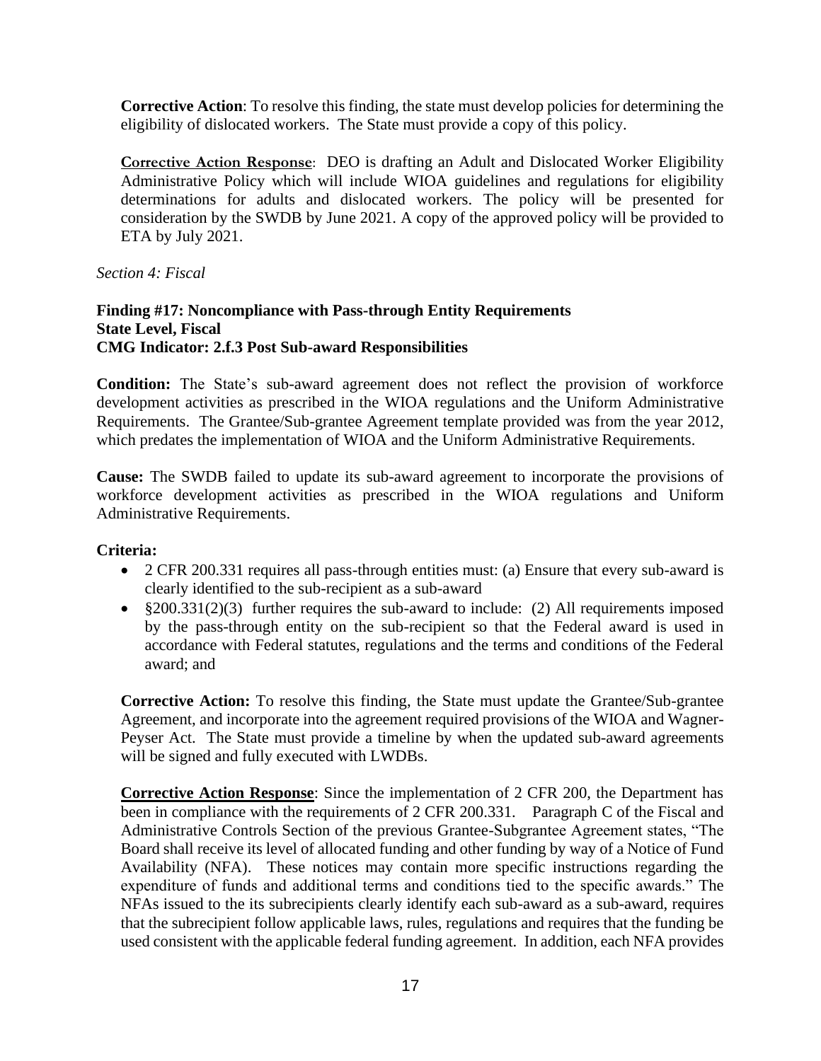**Corrective Action**: To resolve this finding, the state must develop policies for determining the eligibility of dislocated workers. The State must provide a copy of this policy.

**Corrective Action Response**: DEO is drafting an Adult and Dislocated Worker Eligibility Administrative Policy which will include WIOA guidelines and regulations for eligibility determinations for adults and dislocated workers. The policy will be presented for consideration by the SWDB by June 2021. A copy of the approved policy will be provided to ETA by July 2021.

*Section 4: Fiscal*

**Finding #17: Noncompliance with Pass-through Entity Requirements**
**State Level, Fiscal**
**CMG Indicator: 2.f.3 Post Sub-award Responsibilities**

**Condition:** The State's sub-award agreement does not reflect the provision of workforce development activities as prescribed in the WIOA regulations and the Uniform Administrative Requirements. The Grantee/Sub-grantee Agreement template provided was from the year 2012, which predates the implementation of WIOA and the Uniform Administrative Requirements.

**Cause:** The SWDB failed to update its sub-award agreement to incorporate the provisions of workforce development activities as prescribed in the WIOA regulations and Uniform Administrative Requirements.

**Criteria:**

- 2 CFR 200.331 requires all pass-through entities must: (a) Ensure that every sub-award is clearly identified to the sub-recipient as a sub-award
- §200.331(2)(3) further requires the sub-award to include: (2) All requirements imposed by the pass-through entity on the sub-recipient so that the Federal award is used in accordance with Federal statutes, regulations and the terms and conditions of the Federal award; and

**Corrective Action:** To resolve this finding, the State must update the Grantee/Sub-grantee Agreement, and incorporate into the agreement required provisions of the WIOA and Wagner-Peyser Act. The State must provide a timeline by when the updated sub-award agreements will be signed and fully executed with LWDBs.

**Corrective Action Response**: Since the implementation of 2 CFR 200, the Department has been in compliance with the requirements of 2 CFR 200.331. Paragraph C of the Fiscal and Administrative Controls Section of the previous Grantee-Subgrantee Agreement states, "The Board shall receive its level of allocated funding and other funding by way of a Notice of Fund Availability (NFA). These notices may contain more specific instructions regarding the expenditure of funds and additional terms and conditions tied to the specific awards." The NFAs issued to the its subrecipients clearly identify each sub-award as a sub-award, requires that the subrecipient follow applicable laws, rules, regulations and requires that the funding be used consistent with the applicable federal funding agreement. In addition, each NFA provides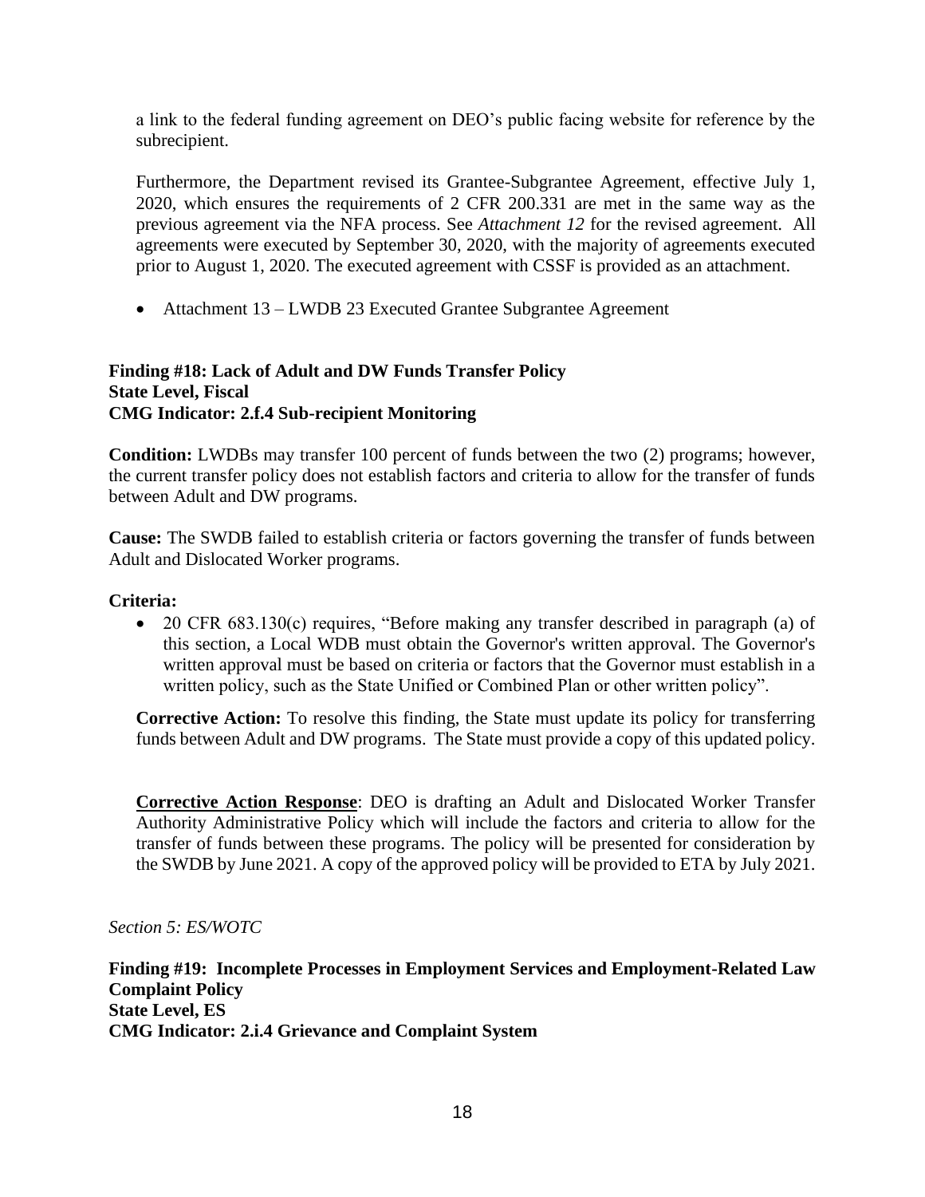a link to the federal funding agreement on DEO's public facing website for reference by the subrecipient.

Furthermore, the Department revised its Grantee-Subgrantee Agreement, effective July 1, 2020, which ensures the requirements of 2 CFR 200.331 are met in the same way as the previous agreement via the NFA process. See *Attachment 12* for the revised agreement. All agreements were executed by September 30, 2020, with the majority of agreements executed prior to August 1, 2020. The executed agreement with CSSF is provided as an attachment.

- Attachment 13 – LWDB 23 Executed Grantee Subgrantee Agreement

**Finding #18: Lack of Adult and DW Funds Transfer Policy**
**State Level, Fiscal**
**CMG Indicator: 2.f.4 Sub-recipient Monitoring**

**Condition:** LWDBs may transfer 100 percent of funds between the two (2) programs; however, the current transfer policy does not establish factors and criteria to allow for the transfer of funds between Adult and DW programs.

**Cause:** The SWDB failed to establish criteria or factors governing the transfer of funds between Adult and Dislocated Worker programs.

**Criteria:**

- 20 CFR 683.130(c) requires, "Before making any transfer described in paragraph (a) of this section, a Local WDB must obtain the Governor's written approval. The Governor's written approval must be based on criteria or factors that the Governor must establish in a written policy, such as the State Unified or Combined Plan or other written policy".

**Corrective Action:** To resolve this finding, the State must update its policy for transferring funds between Adult and DW programs. The State must provide a copy of this updated policy.

**Corrective Action Response**: DEO is drafting an Adult and Dislocated Worker Transfer Authority Administrative Policy which will include the factors and criteria to allow for the transfer of funds between these programs. The policy will be presented for consideration by the SWDB by June 2021. A copy of the approved policy will be provided to ETA by July 2021.

*Section 5: ES/WOTC*

**Finding #19: Incomplete Processes in Employment Services and Employment-Related Law Complaint Policy**
**State Level, ES**
**CMG Indicator: 2.i.4 Grievance and Complaint System**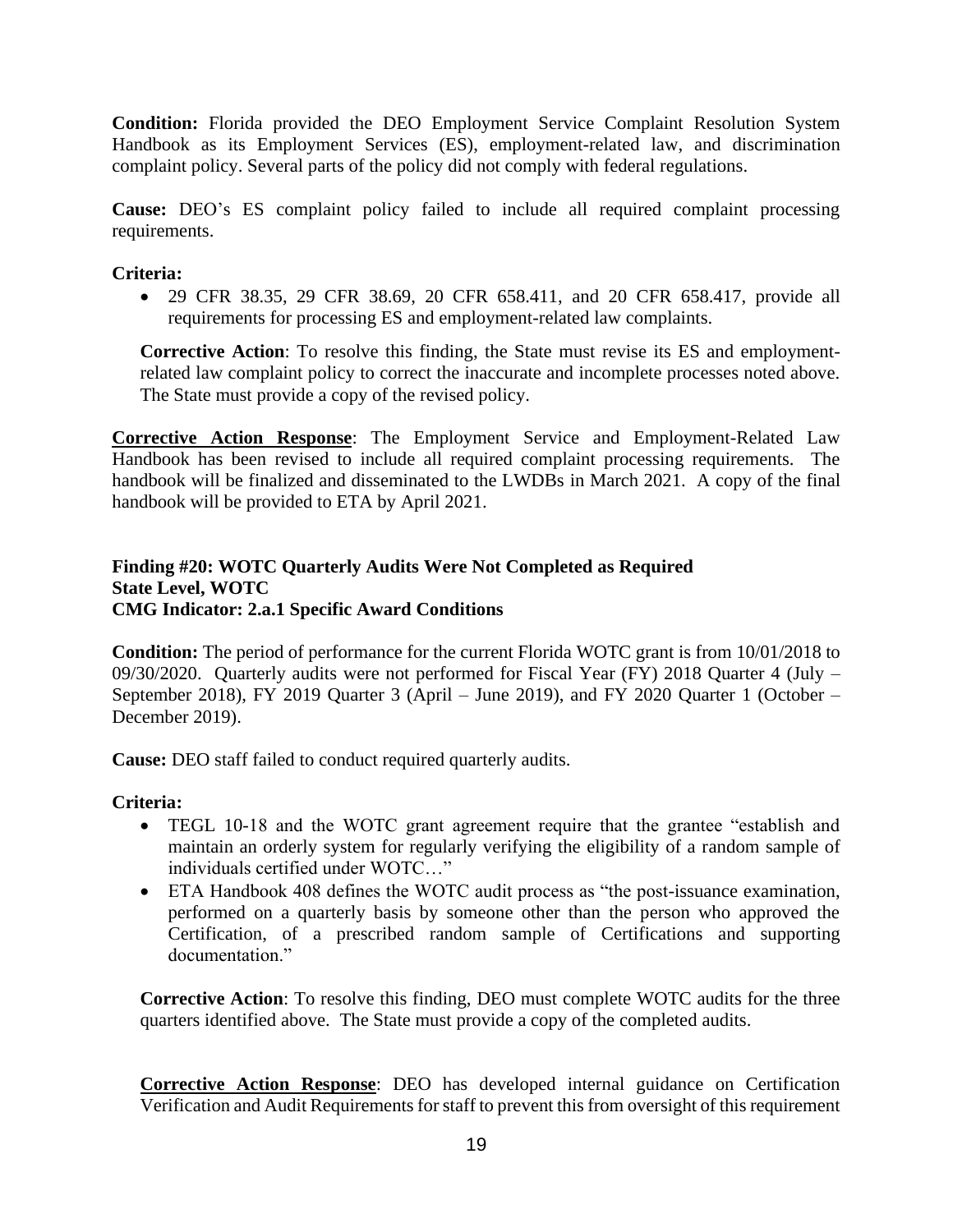**Condition:** Florida provided the DEO Employment Service Complaint Resolution System Handbook as its Employment Services (ES), employment-related law, and discrimination complaint policy. Several parts of the policy did not comply with federal regulations.

**Cause:** DEO's ES complaint policy failed to include all required complaint processing requirements.

**Criteria:**

- 29 CFR 38.35, 29 CFR 38.69, 20 CFR 658.411, and 20 CFR 658.417, provide all requirements for processing ES and employment-related law complaints.

**Corrective Action**: To resolve this finding, the State must revise its ES and employment-related law complaint policy to correct the inaccurate and incomplete processes noted above. The State must provide a copy of the revised policy.

**Corrective Action Response**: The Employment Service and Employment-Related Law Handbook has been revised to include all required complaint processing requirements. The handbook will be finalized and disseminated to the LWDBs in March 2021. A copy of the final handbook will be provided to ETA by April 2021.

### Finding #20: WOTC Quarterly Audits Were Not Completed as Required
**State Level, WOTC**
**CMG Indicator: 2.a.1 Specific Award Conditions**

**Condition:** The period of performance for the current Florida WOTC grant is from 10/01/2018 to 09/30/2020. Quarterly audits were not performed for Fiscal Year (FY) 2018 Quarter 4 (July – September 2018), FY 2019 Quarter 3 (April – June 2019), and FY 2020 Quarter 1 (October – December 2019).

**Cause:** DEO staff failed to conduct required quarterly audits.

**Criteria:**

- TEGL 10-18 and the WOTC grant agreement require that the grantee "establish and maintain an orderly system for regularly verifying the eligibility of a random sample of individuals certified under WOTC…"
- ETA Handbook 408 defines the WOTC audit process as "the post-issuance examination, performed on a quarterly basis by someone other than the person who approved the Certification, of a prescribed random sample of Certifications and supporting documentation."

**Corrective Action**: To resolve this finding, DEO must complete WOTC audits for the three quarters identified above. The State must provide a copy of the completed audits.

**Corrective Action Response**: DEO has developed internal guidance on Certification Verification and Audit Requirements for staff to prevent this from oversight of this requirement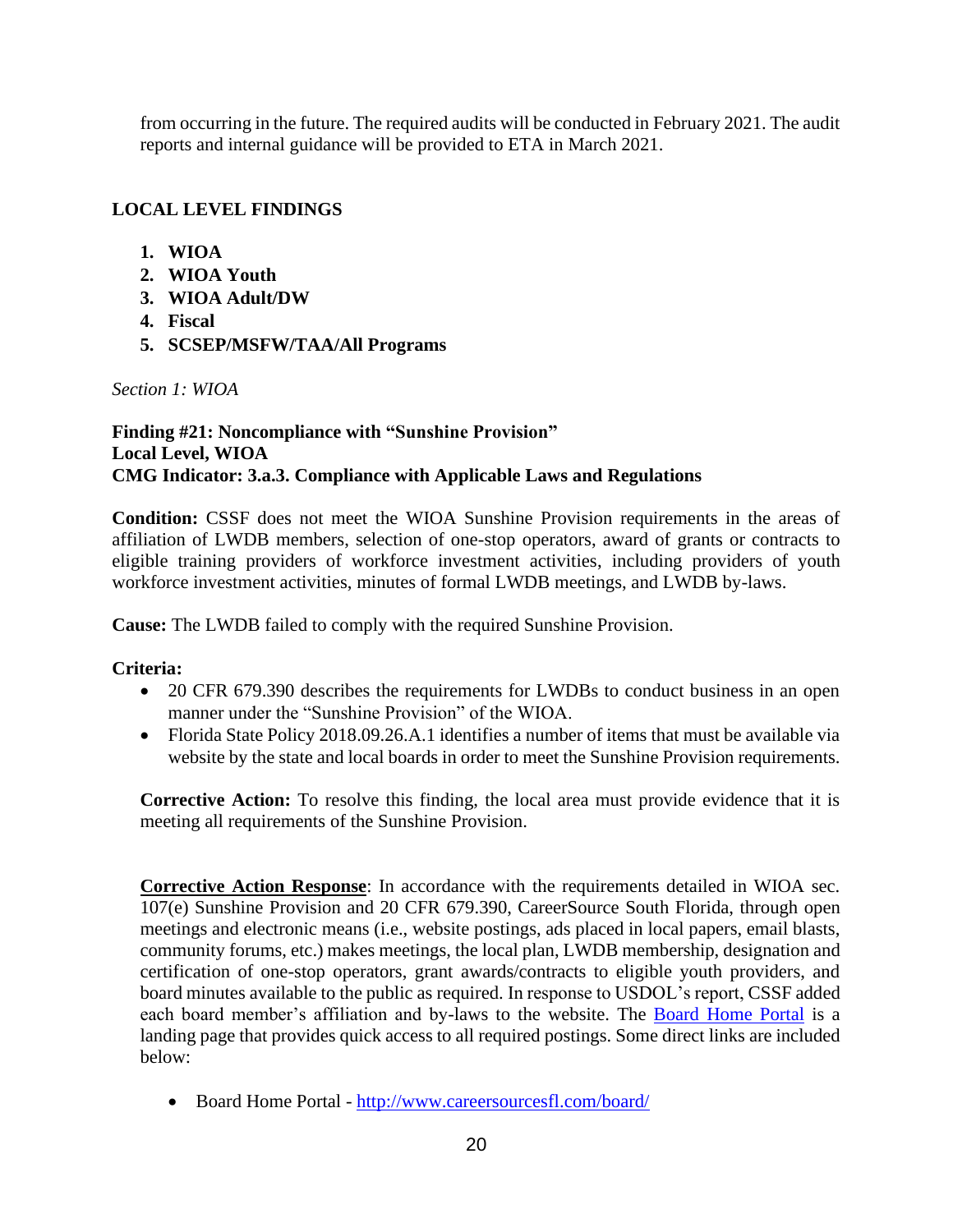from occurring in the future. The required audits will be conducted in February 2021. The audit reports and internal guidance will be provided to ETA in March 2021.

## LOCAL LEVEL FINDINGS

1. **WIOA**
2. **WIOA Youth**
3. **WIOA Adult/DW**
4. **Fiscal**
5. **SCSEP/MSFW/TAA/All Programs**

*Section 1: WIOA*

**Finding #21: Noncompliance with "Sunshine Provision"**
**Local Level, WIOA**
**CMG Indicator: 3.a.3. Compliance with Applicable Laws and Regulations**

**Condition:** CSSF does not meet the WIOA Sunshine Provision requirements in the areas of affiliation of LWDB members, selection of one-stop operators, award of grants or contracts to eligible training providers of workforce investment activities, including providers of youth workforce investment activities, minutes of formal LWDB meetings, and LWDB by-laws.

**Cause:** The LWDB failed to comply with the required Sunshine Provision.

**Criteria:**

- 20 CFR 679.390 describes the requirements for LWDBs to conduct business in an open manner under the "Sunshine Provision" of the WIOA.
- Florida State Policy 2018.09.26.A.1 identifies a number of items that must be available via website by the state and local boards in order to meet the Sunshine Provision requirements.

**Corrective Action:** To resolve this finding, the local area must provide evidence that it is meeting all requirements of the Sunshine Provision.

**Corrective Action Response**: In accordance with the requirements detailed in WIOA sec. 107(e) Sunshine Provision and 20 CFR 679.390, CareerSource South Florida, through open meetings and electronic means (i.e., website postings, ads placed in local papers, email blasts, community forums, etc.) makes meetings, the local plan, LWDB membership, designation and certification of one-stop operators, grant awards/contracts to eligible youth providers, and board minutes available to the public as required. In response to USDOL's report, CSSF added each board member's affiliation and by-laws to the website. The Board Home Portal is a landing page that provides quick access to all required postings. Some direct links are included below:

- Board Home Portal - http://www.careersourcesfl.com/board/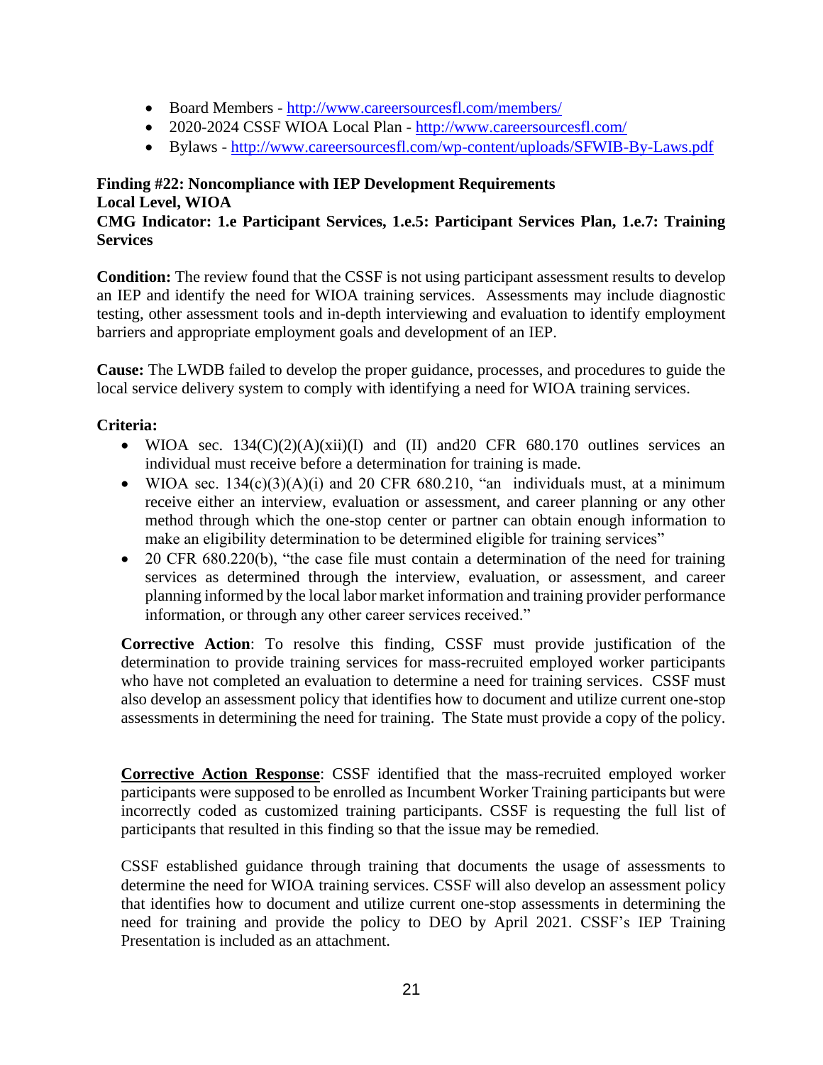- Board Members - http://www.careersourcesfl.com/members/
- 2020-2024 CSSF WIOA Local Plan - http://www.careersourcesfl.com/
- Bylaws - http://www.careersourcesfl.com/wp-content/uploads/SFWIB-By-Laws.pdf

**Finding #22: Noncompliance with IEP Development Requirements**
**Local Level, WIOA**
**CMG Indicator: 1.e Participant Services, 1.e.5: Participant Services Plan, 1.e.7: Training Services**

**Condition:** The review found that the CSSF is not using participant assessment results to develop an IEP and identify the need for WIOA training services. Assessments may include diagnostic testing, other assessment tools and in-depth interviewing and evaluation to identify employment barriers and appropriate employment goals and development of an IEP.

**Cause:** The LWDB failed to develop the proper guidance, processes, and procedures to guide the local service delivery system to comply with identifying a need for WIOA training services.

**Criteria:**

- WIOA sec. 134(C)(2)(A)(xii)(I) and (II) and20 CFR 680.170 outlines services an individual must receive before a determination for training is made.
- WIOA sec. 134(c)(3)(A)(i) and 20 CFR 680.210, "an individuals must, at a minimum receive either an interview, evaluation or assessment, and career planning or any other method through which the one-stop center or partner can obtain enough information to make an eligibility determination to be determined eligible for training services"
- 20 CFR 680.220(b), "the case file must contain a determination of the need for training services as determined through the interview, evaluation, or assessment, and career planning informed by the local labor market information and training provider performance information, or through any other career services received."

**Corrective Action**: To resolve this finding, CSSF must provide justification of the determination to provide training services for mass-recruited employed worker participants who have not completed an evaluation to determine a need for training services. CSSF must also develop an assessment policy that identifies how to document and utilize current one-stop assessments in determining the need for training. The State must provide a copy of the policy.

**<u>Corrective Action Response</u>**: CSSF identified that the mass-recruited employed worker participants were supposed to be enrolled as Incumbent Worker Training participants but were incorrectly coded as customized training participants. CSSF is requesting the full list of participants that resulted in this finding so that the issue may be remedied.

CSSF established guidance through training that documents the usage of assessments to determine the need for WIOA training services. CSSF will also develop an assessment policy that identifies how to document and utilize current one-stop assessments in determining the need for training and provide the policy to DEO by April 2021. CSSF's IEP Training Presentation is included as an attachment.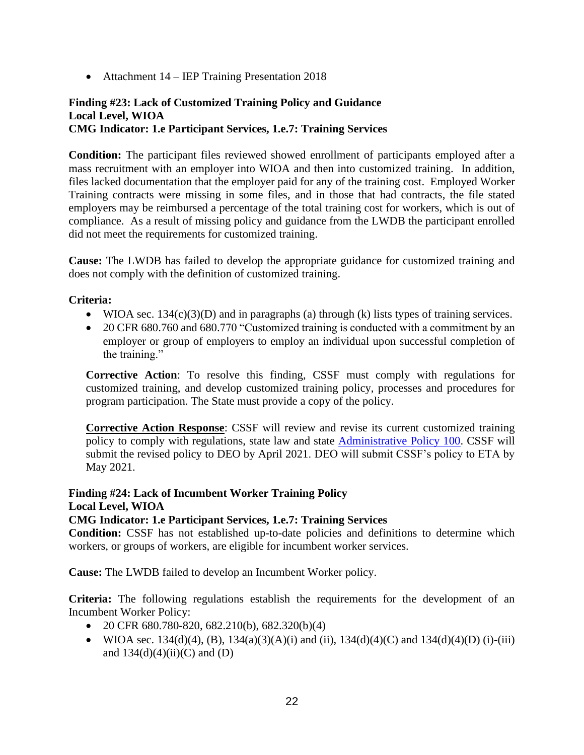- Attachment 14 – IEP Training Presentation 2018

**Finding #23: Lack of Customized Training Policy and Guidance**
**Local Level, WIOA**
**CMG Indicator: 1.e Participant Services, 1.e.7: Training Services**

**Condition:** The participant files reviewed showed enrollment of participants employed after a mass recruitment with an employer into WIOA and then into customized training. In addition, files lacked documentation that the employer paid for any of the training cost. Employed Worker Training contracts were missing in some files, and in those that had contracts, the file stated employers may be reimbursed a percentage of the total training cost for workers, which is out of compliance. As a result of missing policy and guidance from the LWDB the participant enrolled did not meet the requirements for customized training.

**Cause:** The LWDB has failed to develop the appropriate guidance for customized training and does not comply with the definition of customized training.

**Criteria:**

- WIOA sec. 134(c)(3)(D) and in paragraphs (a) through (k) lists types of training services.
- 20 CFR 680.760 and 680.770 "Customized training is conducted with a commitment by an employer or group of employers to employ an individual upon successful completion of the training."

**Corrective Action**: To resolve this finding, CSSF must comply with regulations for customized training, and develop customized training policy, processes and procedures for program participation. The State must provide a copy of the policy.

**<u>Corrective Action Response</u>**: CSSF will review and revise its current customized training policy to comply with regulations, state law and state Administrative Policy 100. CSSF will submit the revised policy to DEO by April 2021. DEO will submit CSSF's policy to ETA by May 2021.

**Finding #24: Lack of Incumbent Worker Training Policy**
**Local Level, WIOA**
**CMG Indicator: 1.e Participant Services, 1.e.7: Training Services**

**Condition:** CSSF has not established up-to-date policies and definitions to determine which workers, or groups of workers, are eligible for incumbent worker services.

**Cause:** The LWDB failed to develop an Incumbent Worker policy.

**Criteria:** The following regulations establish the requirements for the development of an Incumbent Worker Policy:

- 20 CFR 680.780-820, 682.210(b), 682.320(b)(4)
- WIOA sec. 134(d)(4), (B), 134(a)(3)(A)(i) and (ii), 134(d)(4)(C) and 134(d)(4)(D) (i)-(iii) and 134(d)(4)(ii)(C) and (D)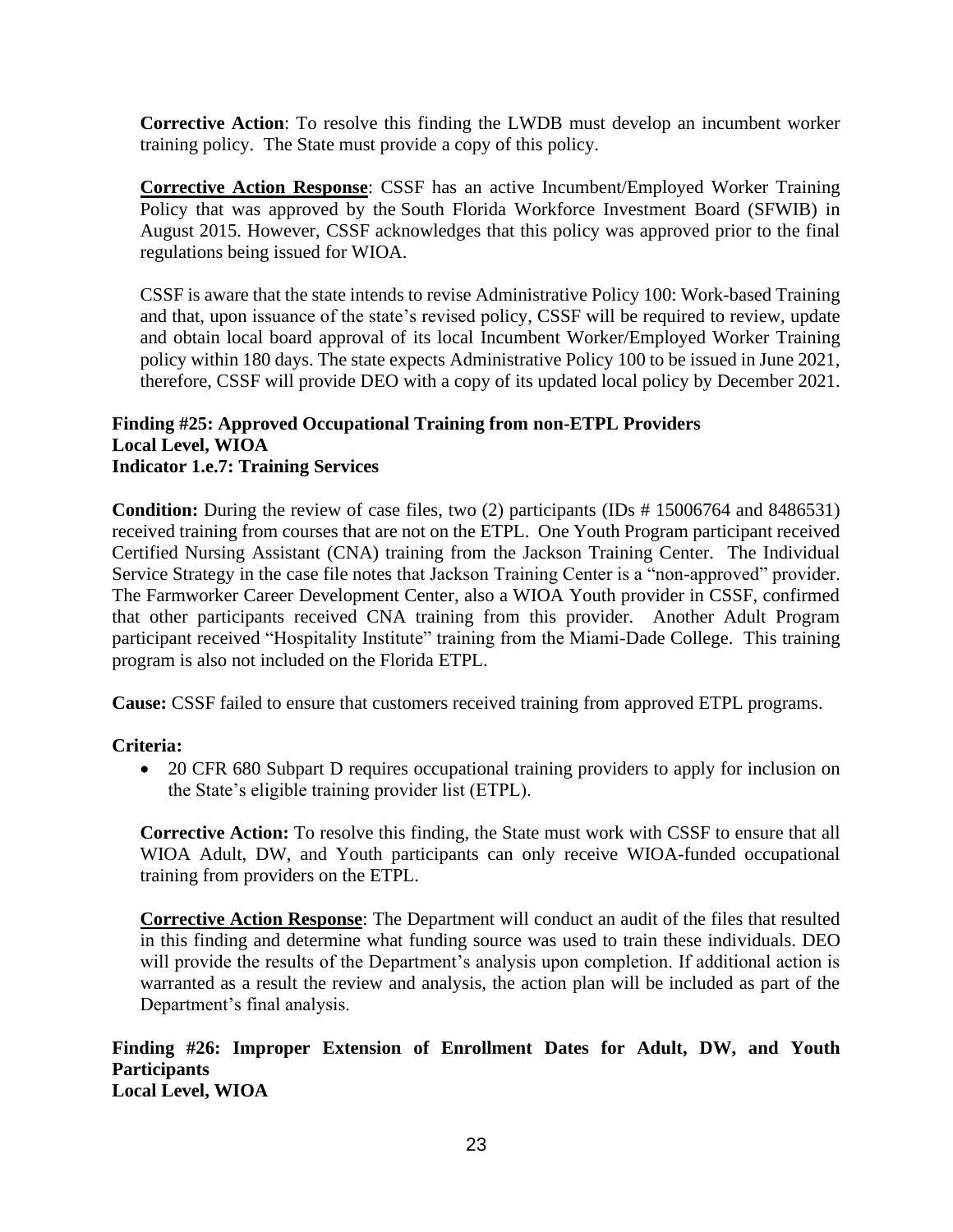**Corrective Action**: To resolve this finding the LWDB must develop an incumbent worker training policy. The State must provide a copy of this policy.

**Corrective Action Response**: CSSF has an active Incumbent/Employed Worker Training Policy that was approved by the South Florida Workforce Investment Board (SFWIB) in August 2015. However, CSSF acknowledges that this policy was approved prior to the final regulations being issued for WIOA.

CSSF is aware that the state intends to revise Administrative Policy 100: Work-based Training and that, upon issuance of the state's revised policy, CSSF will be required to review, update and obtain local board approval of its local Incumbent Worker/Employed Worker Training policy within 180 days. The state expects Administrative Policy 100 to be issued in June 2021, therefore, CSSF will provide DEO with a copy of its updated local policy by December 2021.

**Finding #25: Approved Occupational Training from non-ETPL Providers**
**Local Level, WIOA**
**Indicator 1.e.7: Training Services**

**Condition:** During the review of case files, two (2) participants (IDs # 15006764 and 8486531) received training from courses that are not on the ETPL. One Youth Program participant received Certified Nursing Assistant (CNA) training from the Jackson Training Center. The Individual Service Strategy in the case file notes that Jackson Training Center is a "non-approved" provider. The Farmworker Career Development Center, also a WIOA Youth provider in CSSF, confirmed that other participants received CNA training from this provider. Another Adult Program participant received "Hospitality Institute" training from the Miami-Dade College. This training program is also not included on the Florida ETPL.

**Cause:** CSSF failed to ensure that customers received training from approved ETPL programs.

**Criteria:**

- 20 CFR 680 Subpart D requires occupational training providers to apply for inclusion on the State's eligible training provider list (ETPL).

**Corrective Action:** To resolve this finding, the State must work with CSSF to ensure that all WIOA Adult, DW, and Youth participants can only receive WIOA-funded occupational training from providers on the ETPL.

**Corrective Action Response**: The Department will conduct an audit of the files that resulted in this finding and determine what funding source was used to train these individuals. DEO will provide the results of the Department's analysis upon completion. If additional action is warranted as a result the review and analysis, the action plan will be included as part of the Department's final analysis.

**Finding #26: Improper Extension of Enrollment Dates for Adult, DW, and Youth Participants**
**Local Level, WIOA**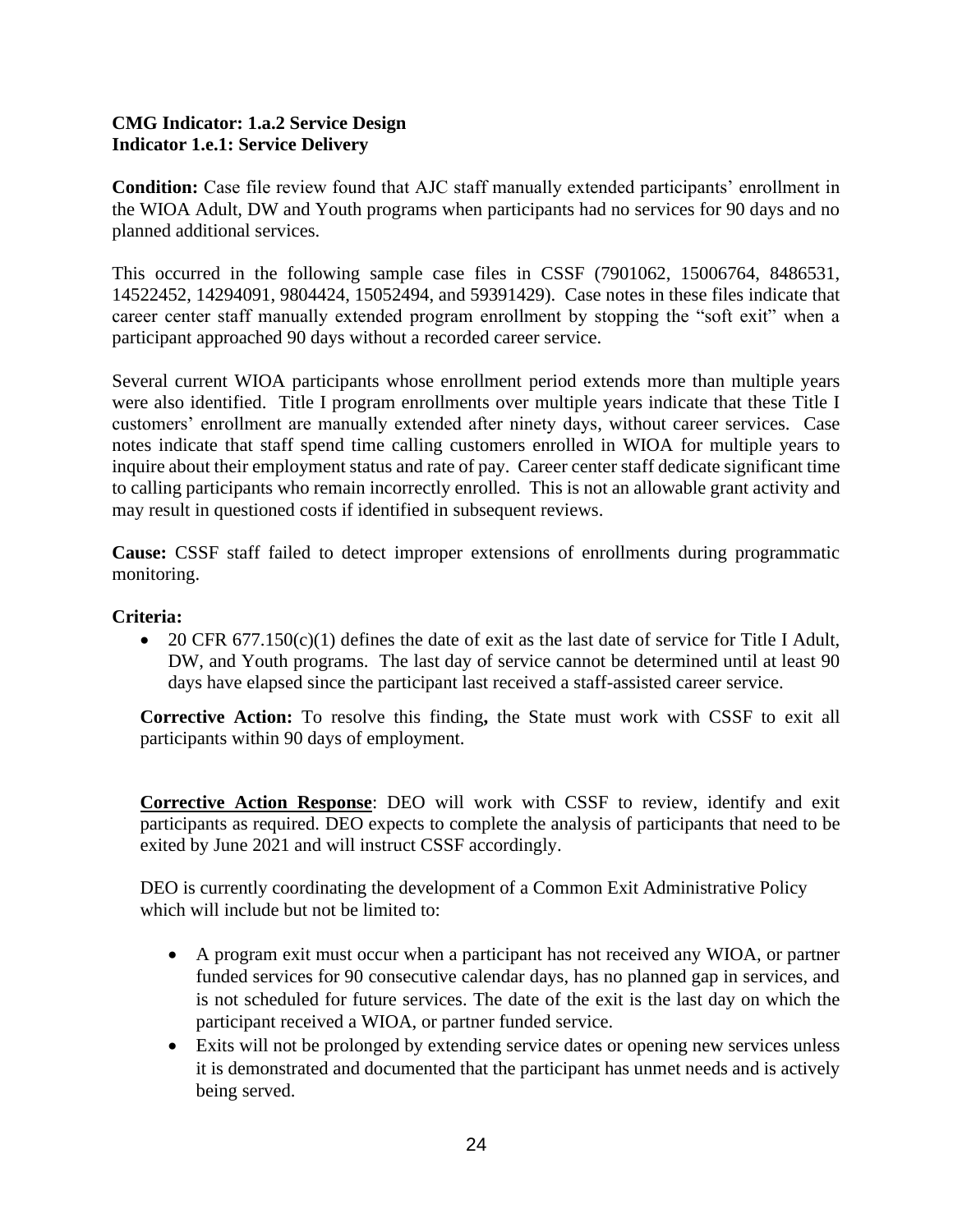**CMG Indicator: 1.a.2 Service Design**
**Indicator 1.e.1: Service Delivery**

**Condition:** Case file review found that AJC staff manually extended participants' enrollment in the WIOA Adult, DW and Youth programs when participants had no services for 90 days and no planned additional services.

This occurred in the following sample case files in CSSF (7901062, 15006764, 8486531, 14522452, 14294091, 9804424, 15052494, and 59391429). Case notes in these files indicate that career center staff manually extended program enrollment by stopping the "soft exit" when a participant approached 90 days without a recorded career service.

Several current WIOA participants whose enrollment period extends more than multiple years were also identified. Title I program enrollments over multiple years indicate that these Title I customers' enrollment are manually extended after ninety days, without career services. Case notes indicate that staff spend time calling customers enrolled in WIOA for multiple years to inquire about their employment status and rate of pay. Career center staff dedicate significant time to calling participants who remain incorrectly enrolled. This is not an allowable grant activity and may result in questioned costs if identified in subsequent reviews.

**Cause:** CSSF staff failed to detect improper extensions of enrollments during programmatic monitoring.

**Criteria:**

- 20 CFR 677.150(c)(1) defines the date of exit as the last date of service for Title I Adult, DW, and Youth programs. The last day of service cannot be determined until at least 90 days have elapsed since the participant last received a staff-assisted career service.

**Corrective Action:** To resolve this finding**,** the State must work with CSSF to exit all participants within 90 days of employment.

**<u>Corrective Action Response</u>**: DEO will work with CSSF to review, identify and exit participants as required. DEO expects to complete the analysis of participants that need to be exited by June 2021 and will instruct CSSF accordingly.

DEO is currently coordinating the development of a Common Exit Administrative Policy which will include but not be limited to:

- A program exit must occur when a participant has not received any WIOA, or partner funded services for 90 consecutive calendar days, has no planned gap in services, and is not scheduled for future services. The date of the exit is the last day on which the participant received a WIOA, or partner funded service.
- Exits will not be prolonged by extending service dates or opening new services unless it is demonstrated and documented that the participant has unmet needs and is actively being served.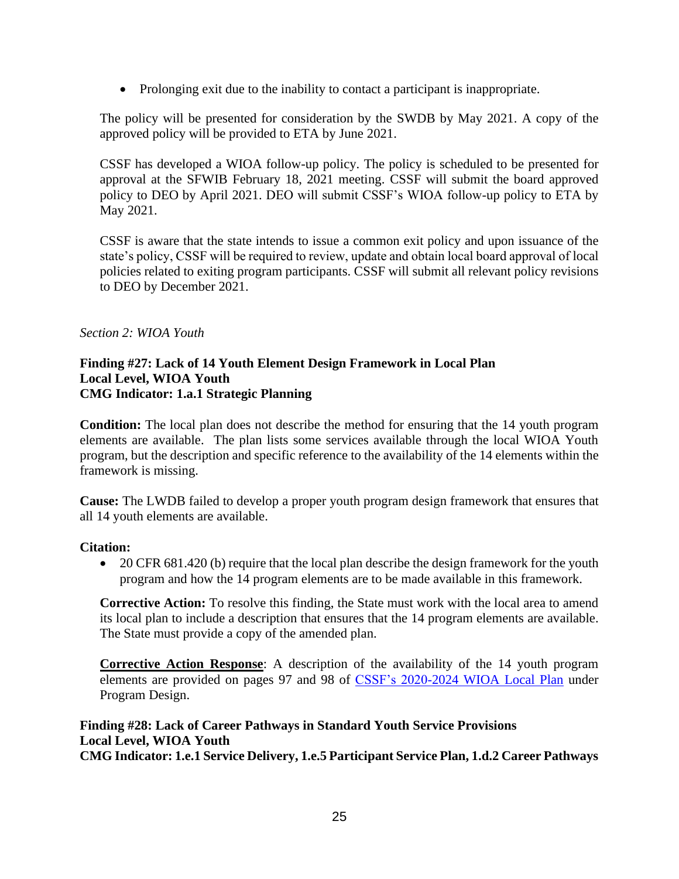- Prolonging exit due to the inability to contact a participant is inappropriate.

The policy will be presented for consideration by the SWDB by May 2021. A copy of the approved policy will be provided to ETA by June 2021.

CSSF has developed a WIOA follow-up policy. The policy is scheduled to be presented for approval at the SFWIB February 18, 2021 meeting. CSSF will submit the board approved policy to DEO by April 2021. DEO will submit CSSF's WIOA follow-up policy to ETA by May 2021.

CSSF is aware that the state intends to issue a common exit policy and upon issuance of the state's policy, CSSF will be required to review, update and obtain local board approval of local policies related to exiting program participants. CSSF will submit all relevant policy revisions to DEO by December 2021.

*Section 2: WIOA Youth*

**Finding #27: Lack of 14 Youth Element Design Framework in Local Plan**
**Local Level, WIOA Youth**
**CMG Indicator: 1.a.1 Strategic Planning**

**Condition:** The local plan does not describe the method for ensuring that the 14 youth program elements are available. The plan lists some services available through the local WIOA Youth program, but the description and specific reference to the availability of the 14 elements within the framework is missing.

**Cause:** The LWDB failed to develop a proper youth program design framework that ensures that all 14 youth elements are available.

**Citation:**

- 20 CFR 681.420 (b) require that the local plan describe the design framework for the youth program and how the 14 program elements are to be made available in this framework.

**Corrective Action:** To resolve this finding, the State must work with the local area to amend its local plan to include a description that ensures that the 14 program elements are available. The State must provide a copy of the amended plan.

**Corrective Action Response**: A description of the availability of the 14 youth program elements are provided on pages 97 and 98 of CSSF's 2020-2024 WIOA Local Plan under Program Design.

**Finding #28: Lack of Career Pathways in Standard Youth Service Provisions**
**Local Level, WIOA Youth**
**CMG Indicator: 1.e.1 Service Delivery, 1.e.5 Participant Service Plan, 1.d.2 Career Pathways**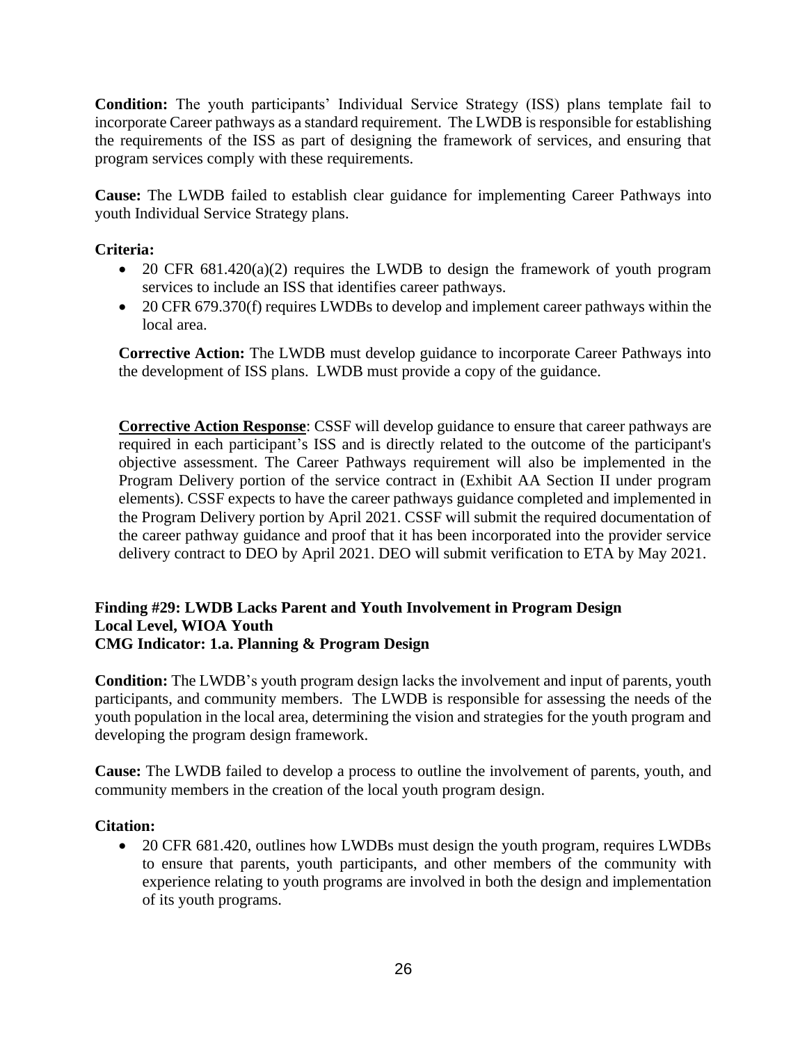**Condition:** The youth participants' Individual Service Strategy (ISS) plans template fail to incorporate Career pathways as a standard requirement. The LWDB is responsible for establishing the requirements of the ISS as part of designing the framework of services, and ensuring that program services comply with these requirements.

**Cause:** The LWDB failed to establish clear guidance for implementing Career Pathways into youth Individual Service Strategy plans.

**Criteria:**

- 20 CFR 681.420(a)(2) requires the LWDB to design the framework of youth program services to include an ISS that identifies career pathways.
- 20 CFR 679.370(f) requires LWDBs to develop and implement career pathways within the local area.

**Corrective Action:** The LWDB must develop guidance to incorporate Career Pathways into the development of ISS plans. LWDB must provide a copy of the guidance.

**<u>Corrective Action Response</u>**: CSSF will develop guidance to ensure that career pathways are required in each participant's ISS and is directly related to the outcome of the participant's objective assessment. The Career Pathways requirement will also be implemented in the Program Delivery portion of the service contract in (Exhibit AA Section II under program elements). CSSF expects to have the career pathways guidance completed and implemented in the Program Delivery portion by April 2021. CSSF will submit the required documentation of the career pathway guidance and proof that it has been incorporated into the provider service delivery contract to DEO by April 2021. DEO will submit verification to ETA by May 2021.

**Finding #29: LWDB Lacks Parent and Youth Involvement in Program Design**
**Local Level, WIOA Youth**
**CMG Indicator: 1.a. Planning & Program Design**

**Condition:** The LWDB's youth program design lacks the involvement and input of parents, youth participants, and community members. The LWDB is responsible for assessing the needs of the youth population in the local area, determining the vision and strategies for the youth program and developing the program design framework.

**Cause:** The LWDB failed to develop a process to outline the involvement of parents, youth, and community members in the creation of the local youth program design.

**Citation:**

- 20 CFR 681.420, outlines how LWDBs must design the youth program, requires LWDBs to ensure that parents, youth participants, and other members of the community with experience relating to youth programs are involved in both the design and implementation of its youth programs.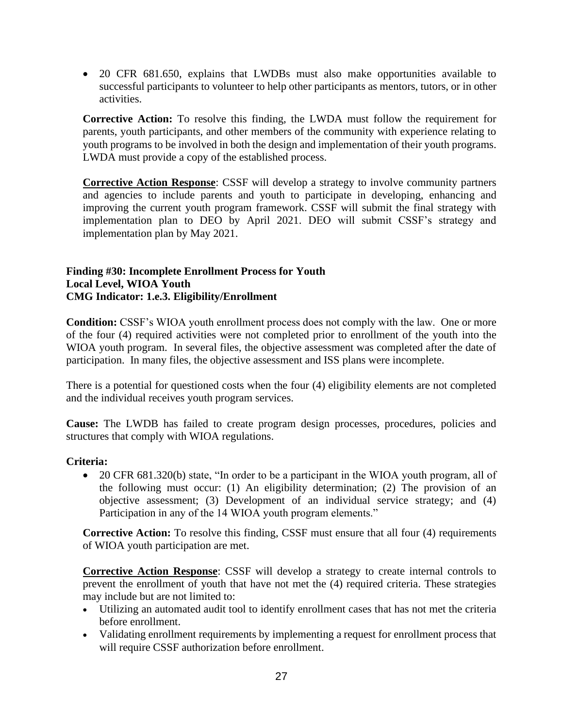- 20 CFR 681.650, explains that LWDBs must also make opportunities available to successful participants to volunteer to help other participants as mentors, tutors, or in other activities.

**Corrective Action:** To resolve this finding, the LWDA must follow the requirement for parents, youth participants, and other members of the community with experience relating to youth programs to be involved in both the design and implementation of their youth programs. LWDA must provide a copy of the established process.

**Corrective Action Response**: CSSF will develop a strategy to involve community partners and agencies to include parents and youth to participate in developing, enhancing and improving the current youth program framework. CSSF will submit the final strategy with implementation plan to DEO by April 2021. DEO will submit CSSF's strategy and implementation plan by May 2021.

**Finding #30: Incomplete Enrollment Process for Youth**
**Local Level, WIOA Youth**
**CMG Indicator: 1.e.3. Eligibility/Enrollment**

**Condition:** CSSF's WIOA youth enrollment process does not comply with the law. One or more of the four (4) required activities were not completed prior to enrollment of the youth into the WIOA youth program. In several files, the objective assessment was completed after the date of participation. In many files, the objective assessment and ISS plans were incomplete.

There is a potential for questioned costs when the four (4) eligibility elements are not completed and the individual receives youth program services.

**Cause:** The LWDB has failed to create program design processes, procedures, policies and structures that comply with WIOA regulations.

**Criteria:**

- 20 CFR 681.320(b) state, "In order to be a participant in the WIOA youth program, all of the following must occur: (1) An eligibility determination; (2) The provision of an objective assessment; (3) Development of an individual service strategy; and (4) Participation in any of the 14 WIOA youth program elements."

**Corrective Action:** To resolve this finding, CSSF must ensure that all four (4) requirements of WIOA youth participation are met.

**Corrective Action Response**: CSSF will develop a strategy to create internal controls to prevent the enrollment of youth that have not met the (4) required criteria. These strategies may include but are not limited to:

- Utilizing an automated audit tool to identify enrollment cases that has not met the criteria before enrollment.
- Validating enrollment requirements by implementing a request for enrollment process that will require CSSF authorization before enrollment.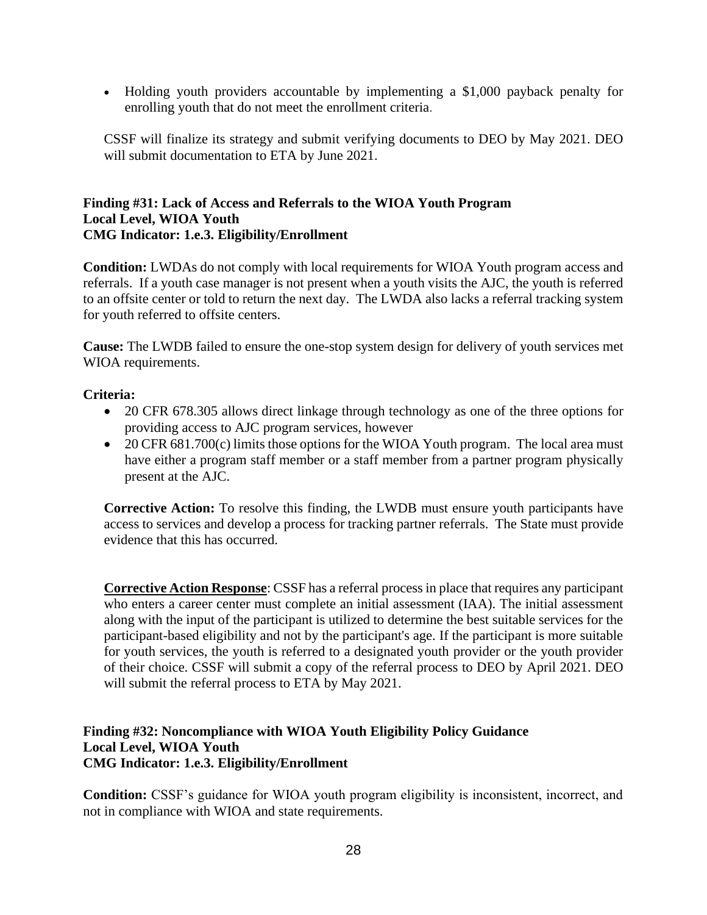- Holding youth providers accountable by implementing a $1,000 payback penalty for enrolling youth that do not meet the enrollment criteria.

CSSF will finalize its strategy and submit verifying documents to DEO by May 2021. DEO will submit documentation to ETA by June 2021.

**Finding #31: Lack of Access and Referrals to the WIOA Youth Program**
**Local Level, WIOA Youth**
**CMG Indicator: 1.e.3. Eligibility/Enrollment**

**Condition:** LWDAs do not comply with local requirements for WIOA Youth program access and referrals. If a youth case manager is not present when a youth visits the AJC, the youth is referred to an offsite center or told to return the next day. The LWDA also lacks a referral tracking system for youth referred to offsite centers.

**Cause:** The LWDB failed to ensure the one-stop system design for delivery of youth services met WIOA requirements.

**Criteria:**

- 20 CFR 678.305 allows direct linkage through technology as one of the three options for providing access to AJC program services, however
- 20 CFR 681.700(c) limits those options for the WIOA Youth program. The local area must have either a program staff member or a staff member from a partner program physically present at the AJC.

**Corrective Action:** To resolve this finding, the LWDB must ensure youth participants have access to services and develop a process for tracking partner referrals. The State must provide evidence that this has occurred.

**<u>Corrective Action Response</u>**: CSSF has a referral process in place that requires any participant who enters a career center must complete an initial assessment (IAA). The initial assessment along with the input of the participant is utilized to determine the best suitable services for the participant-based eligibility and not by the participant's age. If the participant is more suitable for youth services, the youth is referred to a designated youth provider or the youth provider of their choice. CSSF will submit a copy of the referral process to DEO by April 2021. DEO will submit the referral process to ETA by May 2021.

**Finding #32: Noncompliance with WIOA Youth Eligibility Policy Guidance**
**Local Level, WIOA Youth**
**CMG Indicator: 1.e.3. Eligibility/Enrollment**

**Condition:** CSSF's guidance for WIOA youth program eligibility is inconsistent, incorrect, and not in compliance with WIOA and state requirements.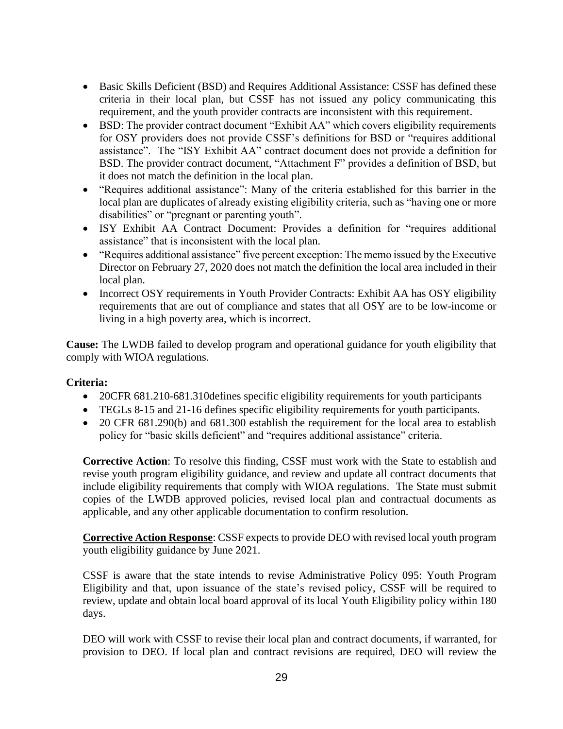- Basic Skills Deficient (BSD) and Requires Additional Assistance: CSSF has defined these criteria in their local plan, but CSSF has not issued any policy communicating this requirement, and the youth provider contracts are inconsistent with this requirement.
- BSD: The provider contract document "Exhibit AA" which covers eligibility requirements for OSY providers does not provide CSSF's definitions for BSD or "requires additional assistance". The "ISY Exhibit AA" contract document does not provide a definition for BSD. The provider contract document, "Attachment F" provides a definition of BSD, but it does not match the definition in the local plan.
- "Requires additional assistance": Many of the criteria established for this barrier in the local plan are duplicates of already existing eligibility criteria, such as "having one or more disabilities" or "pregnant or parenting youth".
- ISY Exhibit AA Contract Document: Provides a definition for "requires additional assistance" that is inconsistent with the local plan.
- "Requires additional assistance" five percent exception: The memo issued by the Executive Director on February 27, 2020 does not match the definition the local area included in their local plan.
- Incorrect OSY requirements in Youth Provider Contracts: Exhibit AA has OSY eligibility requirements that are out of compliance and states that all OSY are to be low-income or living in a high poverty area, which is incorrect.

**Cause:** The LWDB failed to develop program and operational guidance for youth eligibility that comply with WIOA regulations.

**Criteria:**

- 20CFR 681.210-681.310defines specific eligibility requirements for youth participants
- TEGLs 8-15 and 21-16 defines specific eligibility requirements for youth participants.
- 20 CFR 681.290(b) and 681.300 establish the requirement for the local area to establish policy for "basic skills deficient" and "requires additional assistance" criteria.

**Corrective Action**: To resolve this finding, CSSF must work with the State to establish and revise youth program eligibility guidance, and review and update all contract documents that include eligibility requirements that comply with WIOA regulations. The State must submit copies of the LWDB approved policies, revised local plan and contractual documents as applicable, and any other applicable documentation to confirm resolution.

**<u>Corrective Action Response</u>**: CSSF expects to provide DEO with revised local youth program youth eligibility guidance by June 2021.

CSSF is aware that the state intends to revise Administrative Policy 095: Youth Program Eligibility and that, upon issuance of the state's revised policy, CSSF will be required to review, update and obtain local board approval of its local Youth Eligibility policy within 180 days.

DEO will work with CSSF to revise their local plan and contract documents, if warranted, for provision to DEO. If local plan and contract revisions are required, DEO will review the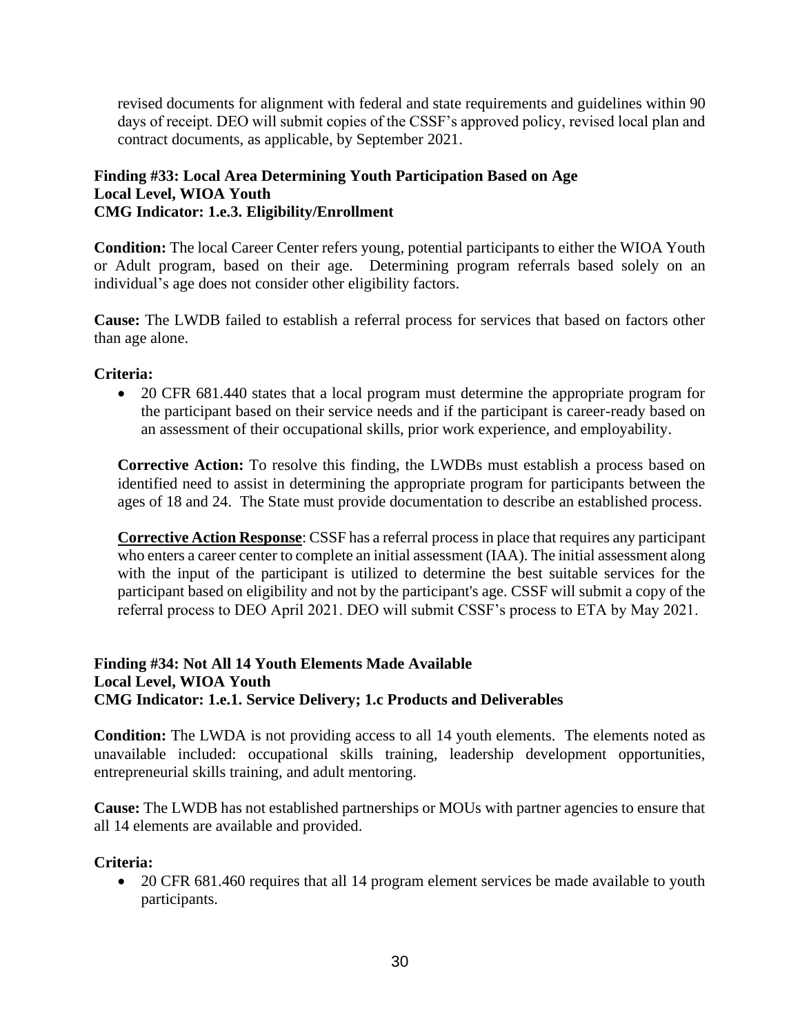revised documents for alignment with federal and state requirements and guidelines within 90 days of receipt. DEO will submit copies of the CSSF's approved policy, revised local plan and contract documents, as applicable, by September 2021.

**Finding #33: Local Area Determining Youth Participation Based on Age**
**Local Level, WIOA Youth**
**CMG Indicator: 1.e.3. Eligibility/Enrollment**

**Condition:** The local Career Center refers young, potential participants to either the WIOA Youth or Adult program, based on their age. Determining program referrals based solely on an individual's age does not consider other eligibility factors.

**Cause:** The LWDB failed to establish a referral process for services that based on factors other than age alone.

**Criteria:**

- 20 CFR 681.440 states that a local program must determine the appropriate program for the participant based on their service needs and if the participant is career-ready based on an assessment of their occupational skills, prior work experience, and employability.

**Corrective Action:** To resolve this finding, the LWDBs must establish a process based on identified need to assist in determining the appropriate program for participants between the ages of 18 and 24. The State must provide documentation to describe an established process.

**Corrective Action Response**: CSSF has a referral process in place that requires any participant who enters a career center to complete an initial assessment (IAA). The initial assessment along with the input of the participant is utilized to determine the best suitable services for the participant based on eligibility and not by the participant's age. CSSF will submit a copy of the referral process to DEO April 2021. DEO will submit CSSF's process to ETA by May 2021.

**Finding #34: Not All 14 Youth Elements Made Available**
**Local Level, WIOA Youth**
**CMG Indicator: 1.e.1. Service Delivery; 1.c Products and Deliverables**

**Condition:** The LWDA is not providing access to all 14 youth elements. The elements noted as unavailable included: occupational skills training, leadership development opportunities, entrepreneurial skills training, and adult mentoring.

**Cause:** The LWDB has not established partnerships or MOUs with partner agencies to ensure that all 14 elements are available and provided.

**Criteria:**

- 20 CFR 681.460 requires that all 14 program element services be made available to youth participants.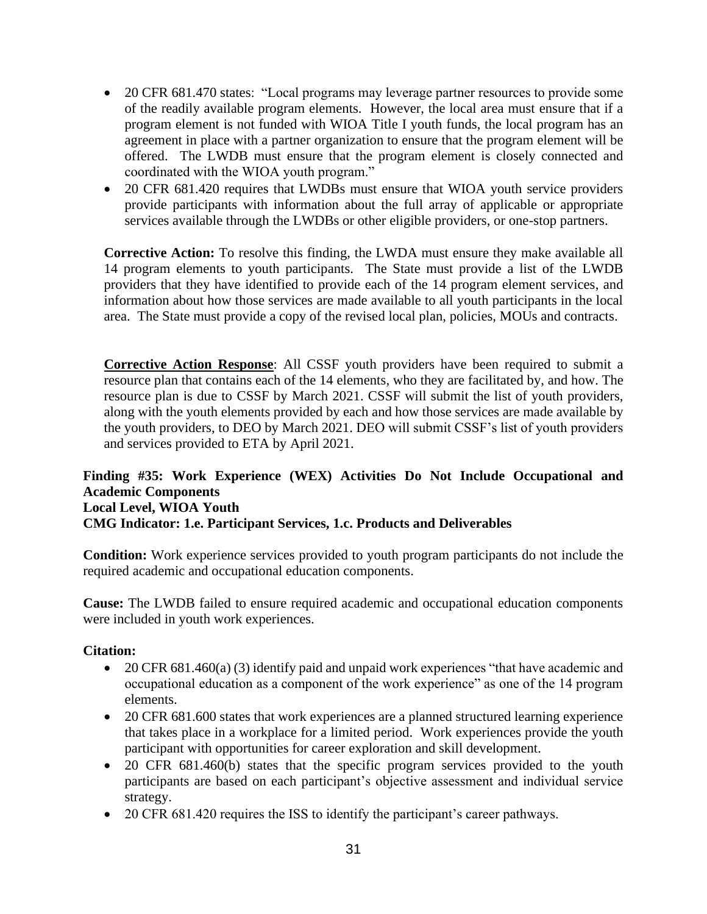- 20 CFR 681.470 states: "Local programs may leverage partner resources to provide some of the readily available program elements. However, the local area must ensure that if a program element is not funded with WIOA Title I youth funds, the local program has an agreement in place with a partner organization to ensure that the program element will be offered. The LWDB must ensure that the program element is closely connected and coordinated with the WIOA youth program."
- 20 CFR 681.420 requires that LWDBs must ensure that WIOA youth service providers provide participants with information about the full array of applicable or appropriate services available through the LWDBs or other eligible providers, or one-stop partners.

**Corrective Action:** To resolve this finding, the LWDA must ensure they make available all 14 program elements to youth participants. The State must provide a list of the LWDB providers that they have identified to provide each of the 14 program element services, and information about how those services are made available to all youth participants in the local area. The State must provide a copy of the revised local plan, policies, MOUs and contracts.

**Corrective Action Response**: All CSSF youth providers have been required to submit a resource plan that contains each of the 14 elements, who they are facilitated by, and how. The resource plan is due to CSSF by March 2021. CSSF will submit the list of youth providers, along with the youth elements provided by each and how those services are made available by the youth providers, to DEO by March 2021. DEO will submit CSSF's list of youth providers and services provided to ETA by April 2021.

**Finding #35: Work Experience (WEX) Activities Do Not Include Occupational and Academic Components**
**Local Level, WIOA Youth**
**CMG Indicator: 1.e. Participant Services, 1.c. Products and Deliverables**

**Condition:** Work experience services provided to youth program participants do not include the required academic and occupational education components.

**Cause:** The LWDB failed to ensure required academic and occupational education components were included in youth work experiences.

**Citation:**

- 20 CFR 681.460(a) (3) identify paid and unpaid work experiences "that have academic and occupational education as a component of the work experience" as one of the 14 program elements.
- 20 CFR 681.600 states that work experiences are a planned structured learning experience that takes place in a workplace for a limited period. Work experiences provide the youth participant with opportunities for career exploration and skill development.
- 20 CFR 681.460(b) states that the specific program services provided to the youth participants are based on each participant's objective assessment and individual service strategy.
- 20 CFR 681.420 requires the ISS to identify the participant's career pathways.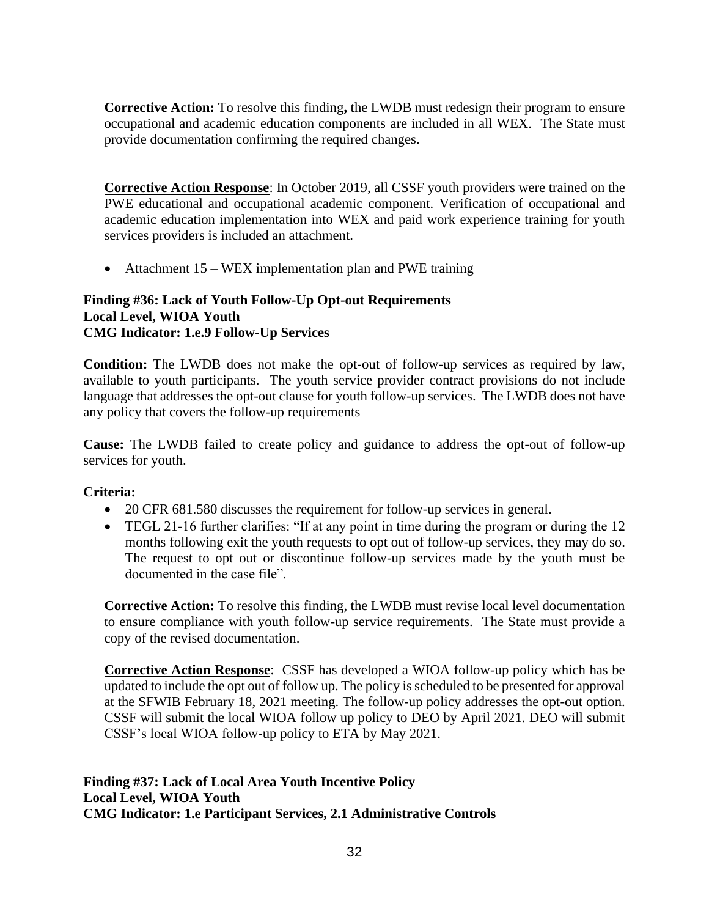**Corrective Action:** To resolve this finding**,** the LWDB must redesign their program to ensure occupational and academic education components are included in all WEX. The State must provide documentation confirming the required changes.

**Corrective Action Response**: In October 2019, all CSSF youth providers were trained on the PWE educational and occupational academic component. Verification of occupational and academic education implementation into WEX and paid work experience training for youth services providers is included an attachment.

- Attachment 15 – WEX implementation plan and PWE training

**Finding #36: Lack of Youth Follow-Up Opt-out Requirements**
**Local Level, WIOA Youth**
**CMG Indicator: 1.e.9 Follow-Up Services**

**Condition:** The LWDB does not make the opt-out of follow-up services as required by law, available to youth participants. The youth service provider contract provisions do not include language that addresses the opt-out clause for youth follow-up services. The LWDB does not have any policy that covers the follow-up requirements

**Cause:** The LWDB failed to create policy and guidance to address the opt-out of follow-up services for youth.

**Criteria:**

- 20 CFR 681.580 discusses the requirement for follow-up services in general.
- TEGL 21-16 further clarifies: "If at any point in time during the program or during the 12 months following exit the youth requests to opt out of follow-up services, they may do so. The request to opt out or discontinue follow-up services made by the youth must be documented in the case file".

**Corrective Action:** To resolve this finding, the LWDB must revise local level documentation to ensure compliance with youth follow-up service requirements. The State must provide a copy of the revised documentation.

**Corrective Action Response**: CSSF has developed a WIOA follow-up policy which has be updated to include the opt out of follow up. The policy is scheduled to be presented for approval at the SFWIB February 18, 2021 meeting. The follow-up policy addresses the opt-out option. CSSF will submit the local WIOA follow up policy to DEO by April 2021. DEO will submit CSSF's local WIOA follow-up policy to ETA by May 2021.

**Finding #37: Lack of Local Area Youth Incentive Policy**
**Local Level, WIOA Youth**
**CMG Indicator: 1.e Participant Services, 2.1 Administrative Controls**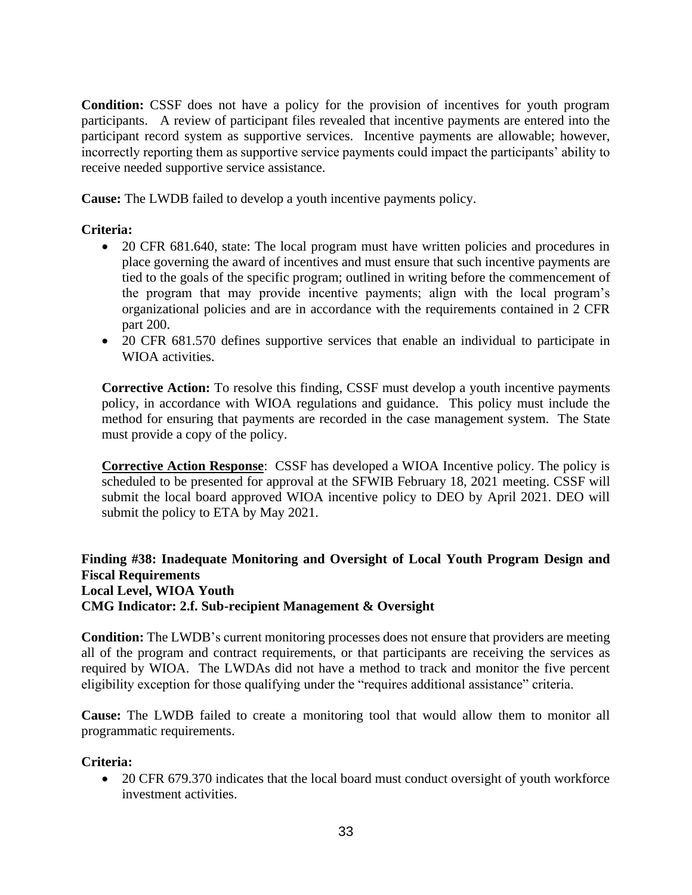**Condition:** CSSF does not have a policy for the provision of incentives for youth program participants. A review of participant files revealed that incentive payments are entered into the participant record system as supportive services. Incentive payments are allowable; however, incorrectly reporting them as supportive service payments could impact the participants' ability to receive needed supportive service assistance.

**Cause:** The LWDB failed to develop a youth incentive payments policy.

**Criteria:**

- 20 CFR 681.640, state: The local program must have written policies and procedures in place governing the award of incentives and must ensure that such incentive payments are tied to the goals of the specific program; outlined in writing before the commencement of the program that may provide incentive payments; align with the local program's organizational policies and are in accordance with the requirements contained in 2 CFR part 200.
- 20 CFR 681.570 defines supportive services that enable an individual to participate in WIOA activities.

**Corrective Action:** To resolve this finding, CSSF must develop a youth incentive payments policy, in accordance with WIOA regulations and guidance. This policy must include the method for ensuring that payments are recorded in the case management system. The State must provide a copy of the policy.

**Corrective Action Response**: CSSF has developed a WIOA Incentive policy. The policy is scheduled to be presented for approval at the SFWIB February 18, 2021 meeting. CSSF will submit the local board approved WIOA incentive policy to DEO by April 2021. DEO will submit the policy to ETA by May 2021.

**Finding #38: Inadequate Monitoring and Oversight of Local Youth Program Design and Fiscal Requirements**
**Local Level, WIOA Youth**
**CMG Indicator: 2.f. Sub-recipient Management & Oversight**

**Condition:** The LWDB's current monitoring processes does not ensure that providers are meeting all of the program and contract requirements, or that participants are receiving the services as required by WIOA. The LWDAs did not have a method to track and monitor the five percent eligibility exception for those qualifying under the "requires additional assistance" criteria.

**Cause:** The LWDB failed to create a monitoring tool that would allow them to monitor all programmatic requirements.

**Criteria:**

- 20 CFR 679.370 indicates that the local board must conduct oversight of youth workforce investment activities.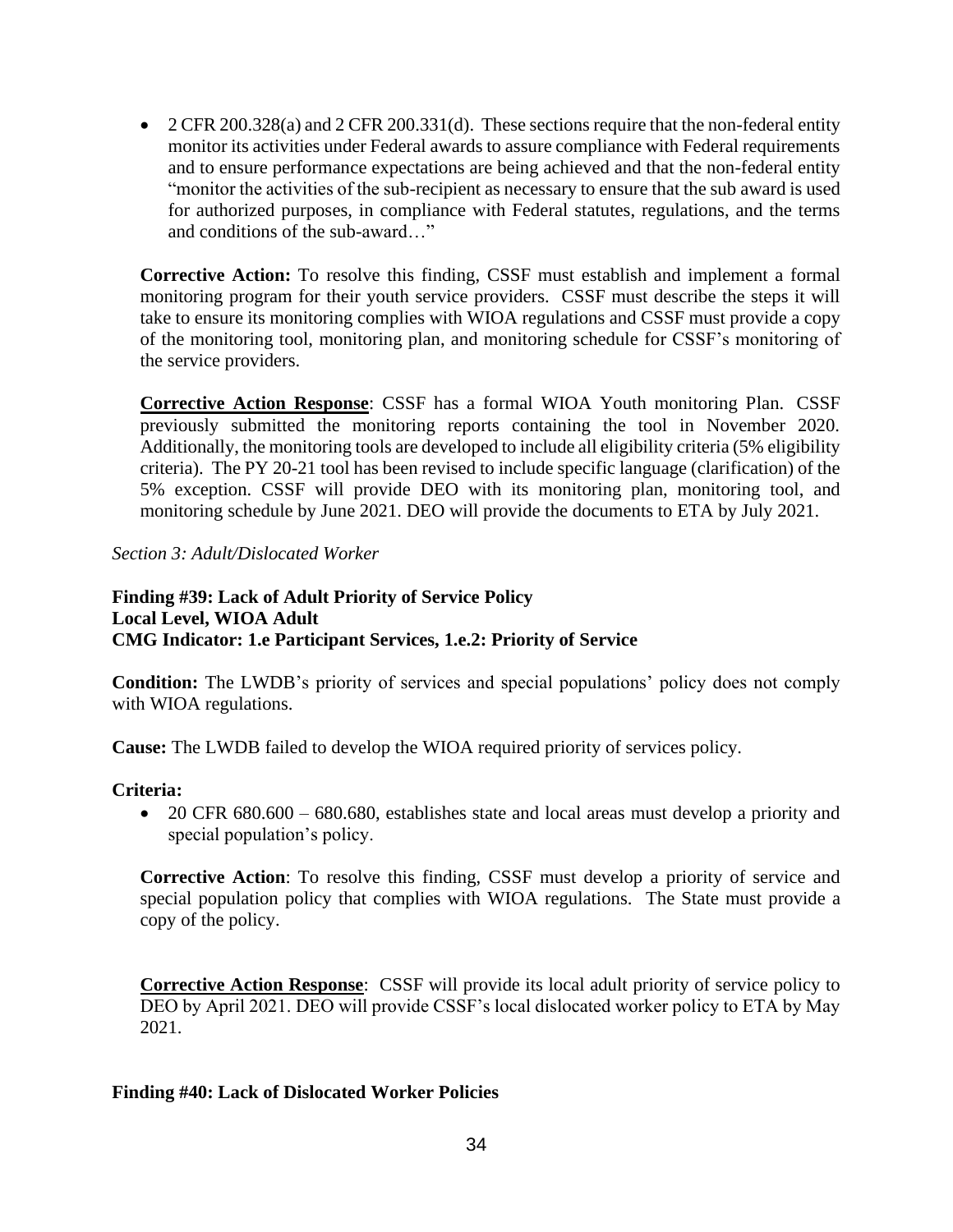- 2 CFR 200.328(a) and 2 CFR 200.331(d). These sections require that the non-federal entity monitor its activities under Federal awards to assure compliance with Federal requirements and to ensure performance expectations are being achieved and that the non-federal entity "monitor the activities of the sub-recipient as necessary to ensure that the sub award is used for authorized purposes, in compliance with Federal statutes, regulations, and the terms and conditions of the sub-award…"

**Corrective Action:** To resolve this finding, CSSF must establish and implement a formal monitoring program for their youth service providers. CSSF must describe the steps it will take to ensure its monitoring complies with WIOA regulations and CSSF must provide a copy of the monitoring tool, monitoring plan, and monitoring schedule for CSSF's monitoring of the service providers.

**Corrective Action Response**: CSSF has a formal WIOA Youth monitoring Plan. CSSF previously submitted the monitoring reports containing the tool in November 2020. Additionally, the monitoring tools are developed to include all eligibility criteria (5% eligibility criteria). The PY 20-21 tool has been revised to include specific language (clarification) of the 5% exception. CSSF will provide DEO with its monitoring plan, monitoring tool, and monitoring schedule by June 2021. DEO will provide the documents to ETA by July 2021.

*Section 3: Adult/Dislocated Worker*

**Finding #39: Lack of Adult Priority of Service Policy**
**Local Level, WIOA Adult**
**CMG Indicator: 1.e Participant Services, 1.e.2: Priority of Service**

**Condition:** The LWDB's priority of services and special populations' policy does not comply with WIOA regulations.

**Cause:** The LWDB failed to develop the WIOA required priority of services policy.

**Criteria:**

- 20 CFR 680.600 – 680.680, establishes state and local areas must develop a priority and special population's policy.

**Corrective Action**: To resolve this finding, CSSF must develop a priority of service and special population policy that complies with WIOA regulations. The State must provide a copy of the policy.

**Corrective Action Response**: CSSF will provide its local adult priority of service policy to DEO by April 2021. DEO will provide CSSF's local dislocated worker policy to ETA by May 2021.

**Finding #40: Lack of Dislocated Worker Policies**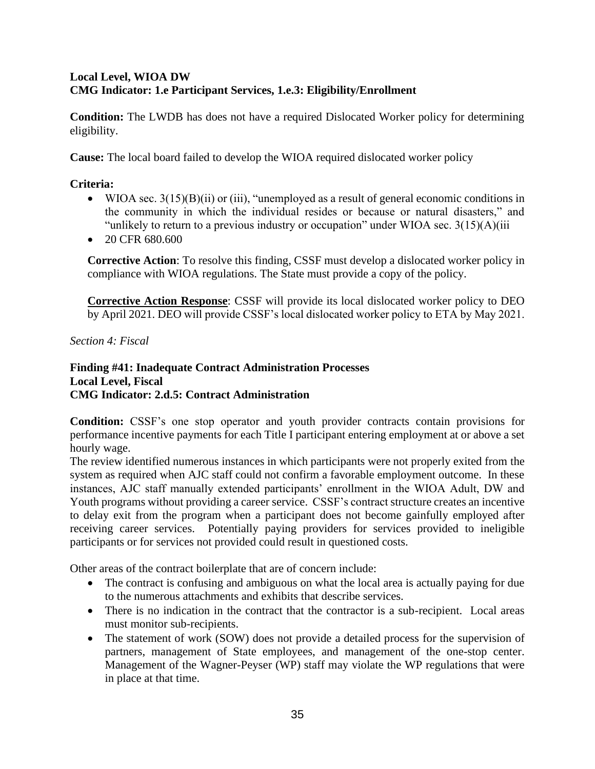**Local Level, WIOA DW**
**CMG Indicator: 1.e Participant Services, 1.e.3: Eligibility/Enrollment**

**Condition:** The LWDB has does not have a required Dislocated Worker policy for determining eligibility.

**Cause:** The local board failed to develop the WIOA required dislocated worker policy

**Criteria:**

- WIOA sec. 3(15)(B)(ii) or (iii), "unemployed as a result of general economic conditions in the community in which the individual resides or because or natural disasters," and "unlikely to return to a previous industry or occupation" under WIOA sec. 3(15)(A)(iii
- 20 CFR 680.600

**Corrective Action**: To resolve this finding, CSSF must develop a dislocated worker policy in compliance with WIOA regulations. The State must provide a copy of the policy.

**Corrective Action Response**: CSSF will provide its local dislocated worker policy to DEO by April 2021. DEO will provide CSSF's local dislocated worker policy to ETA by May 2021.

*Section 4: Fiscal*

**Finding #41: Inadequate Contract Administration Processes**
**Local Level, Fiscal**
**CMG Indicator: 2.d.5: Contract Administration**

**Condition:** CSSF's one stop operator and youth provider contracts contain provisions for performance incentive payments for each Title I participant entering employment at or above a set hourly wage.

The review identified numerous instances in which participants were not properly exited from the system as required when AJC staff could not confirm a favorable employment outcome. In these instances, AJC staff manually extended participants' enrollment in the WIOA Adult, DW and Youth programs without providing a career service. CSSF's contract structure creates an incentive to delay exit from the program when a participant does not become gainfully employed after receiving career services. Potentially paying providers for services provided to ineligible participants or for services not provided could result in questioned costs.

Other areas of the contract boilerplate that are of concern include:

- The contract is confusing and ambiguous on what the local area is actually paying for due to the numerous attachments and exhibits that describe services.
- There is no indication in the contract that the contractor is a sub-recipient. Local areas must monitor sub-recipients.
- The statement of work (SOW) does not provide a detailed process for the supervision of partners, management of State employees, and management of the one-stop center. Management of the Wagner-Peyser (WP) staff may violate the WP regulations that were in place at that time.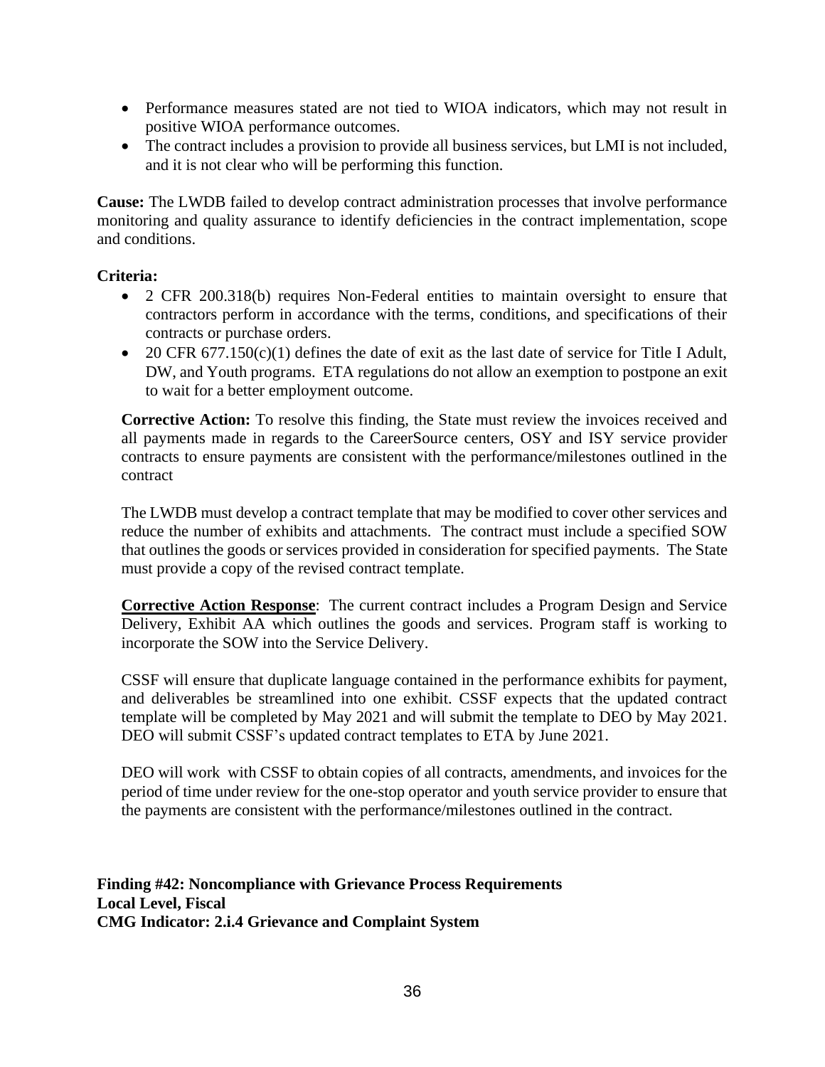- Performance measures stated are not tied to WIOA indicators, which may not result in positive WIOA performance outcomes.
- The contract includes a provision to provide all business services, but LMI is not included, and it is not clear who will be performing this function.

**Cause:** The LWDB failed to develop contract administration processes that involve performance monitoring and quality assurance to identify deficiencies in the contract implementation, scope and conditions.

**Criteria:**

- 2 CFR 200.318(b) requires Non-Federal entities to maintain oversight to ensure that contractors perform in accordance with the terms, conditions, and specifications of their contracts or purchase orders.
- 20 CFR 677.150(c)(1) defines the date of exit as the last date of service for Title I Adult, DW, and Youth programs. ETA regulations do not allow an exemption to postpone an exit to wait for a better employment outcome.

**Corrective Action:** To resolve this finding, the State must review the invoices received and all payments made in regards to the CareerSource centers, OSY and ISY service provider contracts to ensure payments are consistent with the performance/milestones outlined in the contract

The LWDB must develop a contract template that may be modified to cover other services and reduce the number of exhibits and attachments. The contract must include a specified SOW that outlines the goods or services provided in consideration for specified payments. The State must provide a copy of the revised contract template.

**Corrective Action Response**: The current contract includes a Program Design and Service Delivery, Exhibit AA which outlines the goods and services. Program staff is working to incorporate the SOW into the Service Delivery.

CSSF will ensure that duplicate language contained in the performance exhibits for payment, and deliverables be streamlined into one exhibit. CSSF expects that the updated contract template will be completed by May 2021 and will submit the template to DEO by May 2021. DEO will submit CSSF's updated contract templates to ETA by June 2021.

DEO will work with CSSF to obtain copies of all contracts, amendments, and invoices for the period of time under review for the one-stop operator and youth service provider to ensure that the payments are consistent with the performance/milestones outlined in the contract.

**Finding #42: Noncompliance with Grievance Process Requirements**
**Local Level, Fiscal**
**CMG Indicator: 2.i.4 Grievance and Complaint System**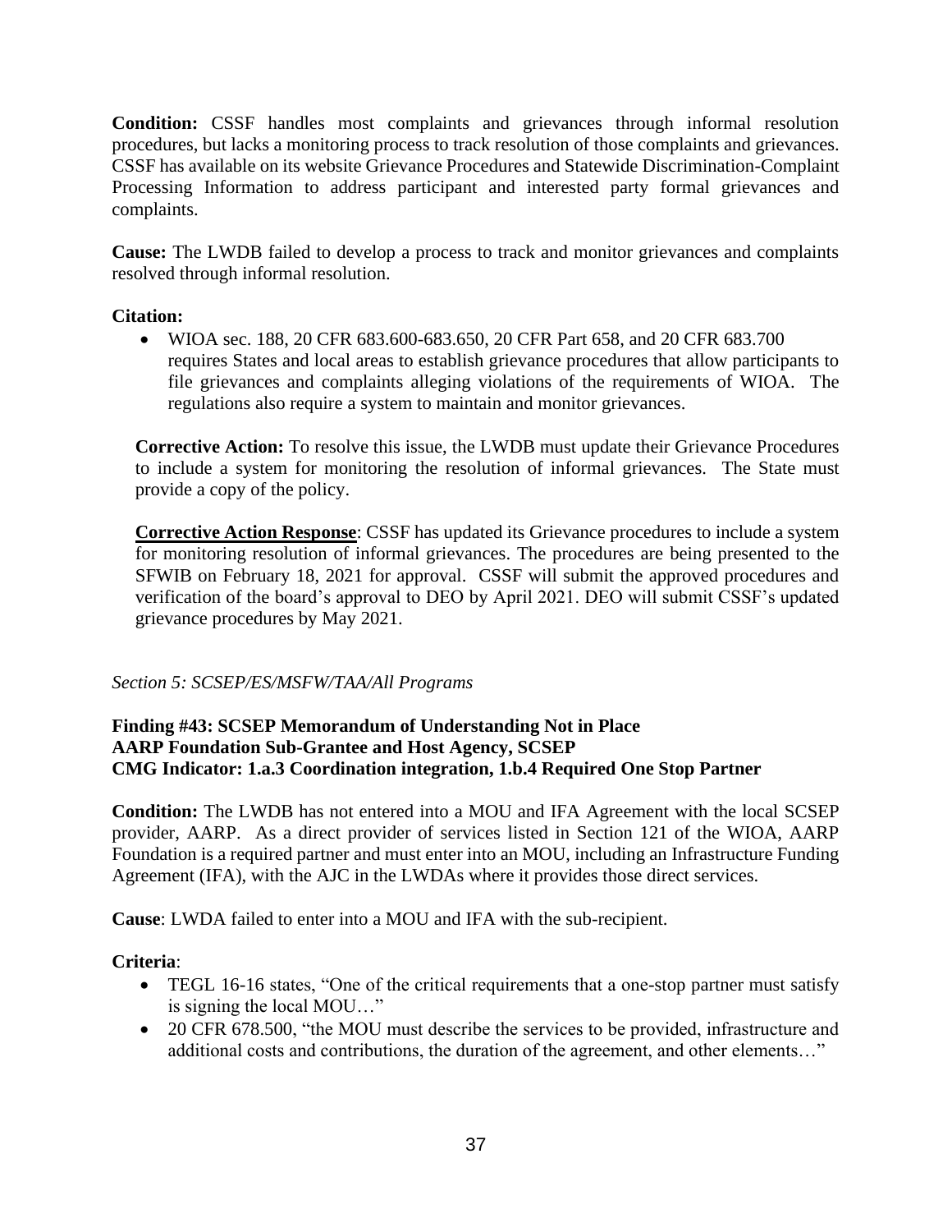**Condition:** CSSF handles most complaints and grievances through informal resolution procedures, but lacks a monitoring process to track resolution of those complaints and grievances. CSSF has available on its website Grievance Procedures and Statewide Discrimination-Complaint Processing Information to address participant and interested party formal grievances and complaints.

**Cause:** The LWDB failed to develop a process to track and monitor grievances and complaints resolved through informal resolution.

**Citation:**

- WIOA sec. 188, 20 CFR 683.600-683.650, 20 CFR Part 658, and 20 CFR 683.700 requires States and local areas to establish grievance procedures that allow participants to file grievances and complaints alleging violations of the requirements of WIOA. The regulations also require a system to maintain and monitor grievances.

**Corrective Action:** To resolve this issue, the LWDB must update their Grievance Procedures to include a system for monitoring the resolution of informal grievances. The State must provide a copy of the policy.

**<u>Corrective Action Response</u>**: CSSF has updated its Grievance procedures to include a system for monitoring resolution of informal grievances. The procedures are being presented to the SFWIB on February 18, 2021 for approval. CSSF will submit the approved procedures and verification of the board's approval to DEO by April 2021. DEO will submit CSSF's updated grievance procedures by May 2021.

*Section 5: SCSEP/ES/MSFW/TAA/All Programs*

**Finding #43: SCSEP Memorandum of Understanding Not in Place**
**AARP Foundation Sub-Grantee and Host Agency, SCSEP**
**CMG Indicator: 1.a.3 Coordination integration, 1.b.4 Required One Stop Partner**

**Condition:** The LWDB has not entered into a MOU and IFA Agreement with the local SCSEP provider, AARP. As a direct provider of services listed in Section 121 of the WIOA, AARP Foundation is a required partner and must enter into an MOU, including an Infrastructure Funding Agreement (IFA), with the AJC in the LWDAs where it provides those direct services.

**Cause**: LWDA failed to enter into a MOU and IFA with the sub-recipient.

**Criteria**:

- TEGL 16-16 states, "One of the critical requirements that a one-stop partner must satisfy is signing the local MOU…"
- 20 CFR 678.500, "the MOU must describe the services to be provided, infrastructure and additional costs and contributions, the duration of the agreement, and other elements…"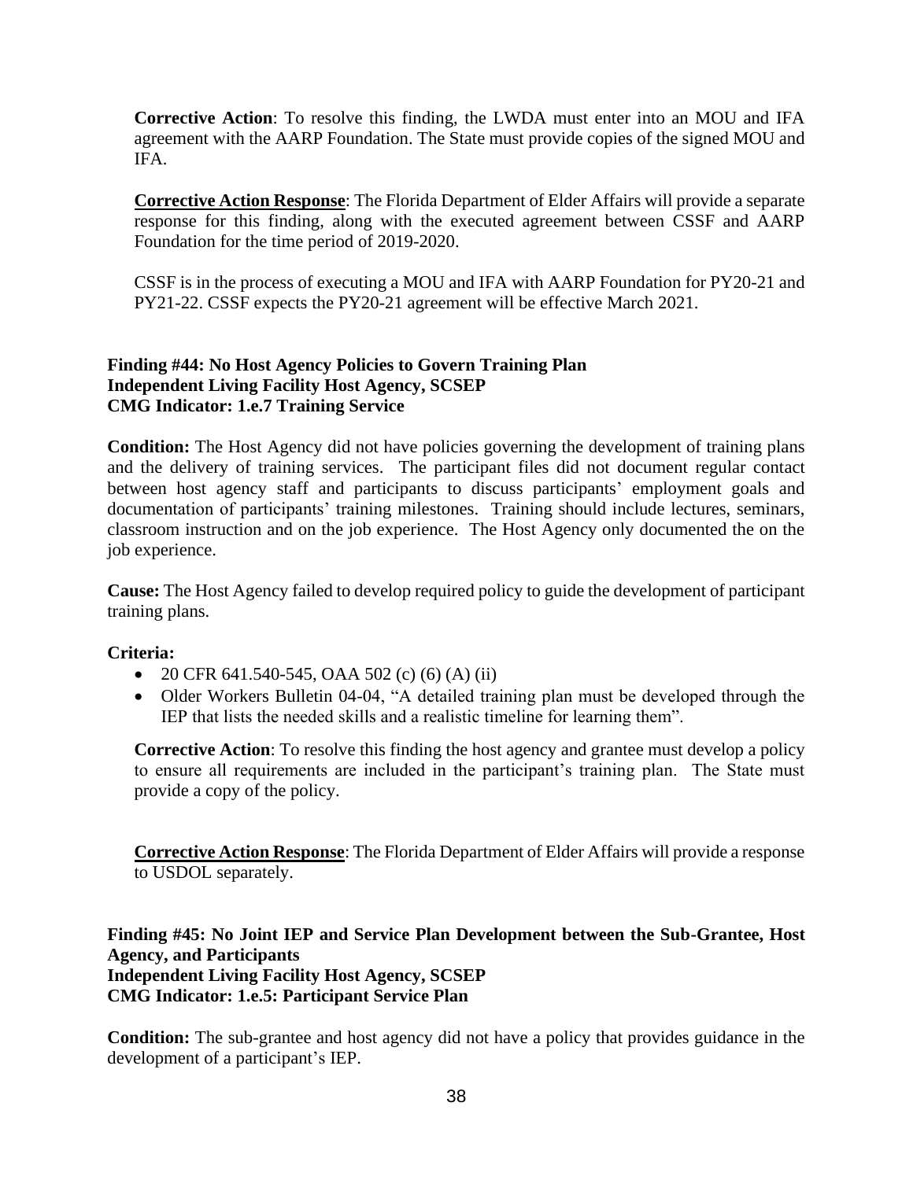**Corrective Action**: To resolve this finding, the LWDA must enter into an MOU and IFA agreement with the AARP Foundation. The State must provide copies of the signed MOU and IFA.

**Corrective Action Response**: The Florida Department of Elder Affairs will provide a separate response for this finding, along with the executed agreement between CSSF and AARP Foundation for the time period of 2019-2020.

CSSF is in the process of executing a MOU and IFA with AARP Foundation for PY20-21 and PY21-22. CSSF expects the PY20-21 agreement will be effective March 2021.

**Finding #44: No Host Agency Policies to Govern Training Plan**
**Independent Living Facility Host Agency, SCSEP**
**CMG Indicator: 1.e.7 Training Service**

**Condition:** The Host Agency did not have policies governing the development of training plans and the delivery of training services. The participant files did not document regular contact between host agency staff and participants to discuss participants' employment goals and documentation of participants' training milestones. Training should include lectures, seminars, classroom instruction and on the job experience. The Host Agency only documented the on the job experience.

**Cause:** The Host Agency failed to develop required policy to guide the development of participant training plans.

**Criteria:**

- 20 CFR 641.540-545, OAA 502 (c) (6) (A) (ii)
- Older Workers Bulletin 04-04, "A detailed training plan must be developed through the IEP that lists the needed skills and a realistic timeline for learning them".

**Corrective Action**: To resolve this finding the host agency and grantee must develop a policy to ensure all requirements are included in the participant's training plan. The State must provide a copy of the policy.

**Corrective Action Response**: The Florida Department of Elder Affairs will provide a response to USDOL separately.

**Finding #45: No Joint IEP and Service Plan Development between the Sub-Grantee, Host Agency, and Participants**
**Independent Living Facility Host Agency, SCSEP**
**CMG Indicator: 1.e.5: Participant Service Plan**

**Condition:** The sub-grantee and host agency did not have a policy that provides guidance in the development of a participant's IEP.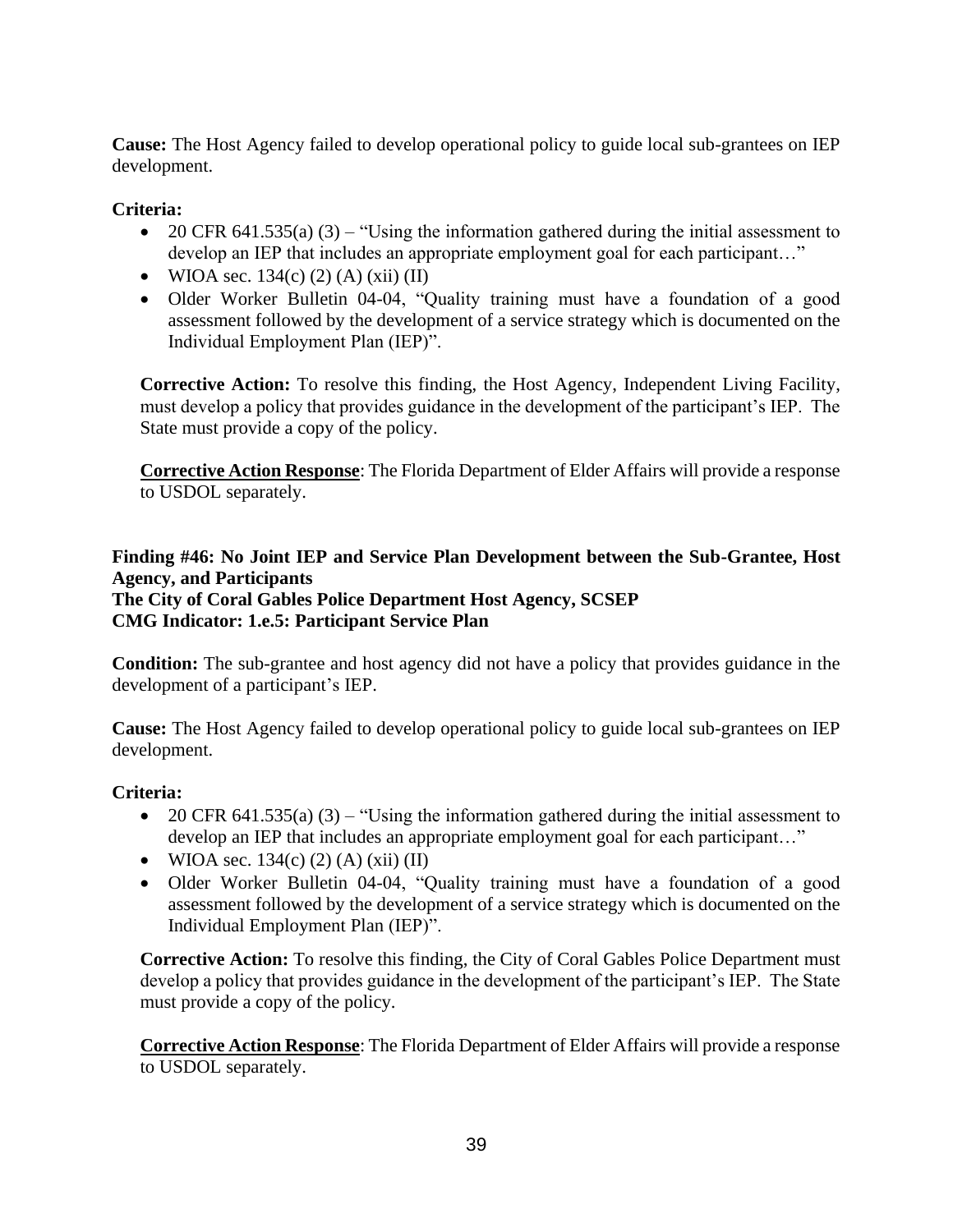**Cause:** The Host Agency failed to develop operational policy to guide local sub-grantees on IEP development.

**Criteria:**

- 20 CFR 641.535(a) (3) – "Using the information gathered during the initial assessment to develop an IEP that includes an appropriate employment goal for each participant…"
- WIOA sec. 134(c) (2) (A) (xii) (II)
- Older Worker Bulletin 04-04, "Quality training must have a foundation of a good assessment followed by the development of a service strategy which is documented on the Individual Employment Plan (IEP)".

**Corrective Action:** To resolve this finding, the Host Agency, Independent Living Facility, must develop a policy that provides guidance in the development of the participant's IEP. The State must provide a copy of the policy.

**Corrective Action Response**: The Florida Department of Elder Affairs will provide a response to USDOL separately.

**Finding #46: No Joint IEP and Service Plan Development between the Sub-Grantee, Host Agency, and Participants**
**The City of Coral Gables Police Department Host Agency, SCSEP**
**CMG Indicator: 1.e.5: Participant Service Plan**

**Condition:** The sub-grantee and host agency did not have a policy that provides guidance in the development of a participant's IEP.

**Cause:** The Host Agency failed to develop operational policy to guide local sub-grantees on IEP development.

**Criteria:**

- 20 CFR 641.535(a) (3) – "Using the information gathered during the initial assessment to develop an IEP that includes an appropriate employment goal for each participant…"
- WIOA sec. 134(c) (2) (A) (xii) (II)
- Older Worker Bulletin 04-04, "Quality training must have a foundation of a good assessment followed by the development of a service strategy which is documented on the Individual Employment Plan (IEP)".

**Corrective Action:** To resolve this finding, the City of Coral Gables Police Department must develop a policy that provides guidance in the development of the participant's IEP. The State must provide a copy of the policy.

**Corrective Action Response**: The Florida Department of Elder Affairs will provide a response to USDOL separately.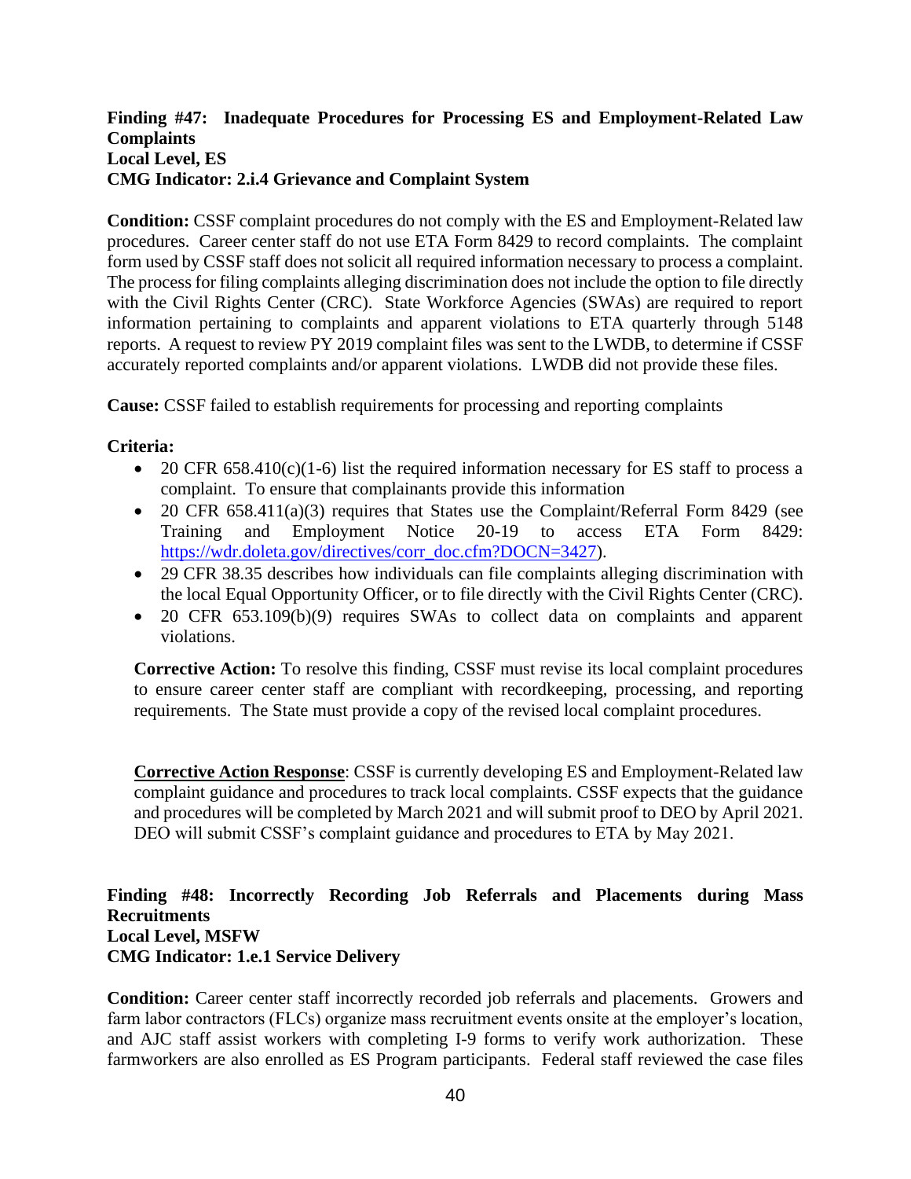**Finding #47: Inadequate Procedures for Processing ES and Employment-Related Law Complaints**
**Local Level, ES**
**CMG Indicator: 2.i.4 Grievance and Complaint System**

**Condition:** CSSF complaint procedures do not comply with the ES and Employment-Related law procedures. Career center staff do not use ETA Form 8429 to record complaints. The complaint form used by CSSF staff does not solicit all required information necessary to process a complaint. The process for filing complaints alleging discrimination does not include the option to file directly with the Civil Rights Center (CRC). State Workforce Agencies (SWAs) are required to report information pertaining to complaints and apparent violations to ETA quarterly through 5148 reports. A request to review PY 2019 complaint files was sent to the LWDB, to determine if CSSF accurately reported complaints and/or apparent violations. LWDB did not provide these files.

**Cause:** CSSF failed to establish requirements for processing and reporting complaints

**Criteria:**

- 20 CFR 658.410(c)(1-6) list the required information necessary for ES staff to process a complaint. To ensure that complainants provide this information
- 20 CFR 658.411(a)(3) requires that States use the Complaint/Referral Form 8429 (see Training and Employment Notice 20-19 to access ETA Form 8429: https://wdr.doleta.gov/directives/corr_doc.cfm?DOCN=3427).
- 29 CFR 38.35 describes how individuals can file complaints alleging discrimination with the local Equal Opportunity Officer, or to file directly with the Civil Rights Center (CRC).
- 20 CFR 653.109(b)(9) requires SWAs to collect data on complaints and apparent violations.

**Corrective Action:** To resolve this finding, CSSF must revise its local complaint procedures to ensure career center staff are compliant with recordkeeping, processing, and reporting requirements. The State must provide a copy of the revised local complaint procedures.

**Corrective Action Response**: CSSF is currently developing ES and Employment-Related law complaint guidance and procedures to track local complaints. CSSF expects that the guidance and procedures will be completed by March 2021 and will submit proof to DEO by April 2021. DEO will submit CSSF's complaint guidance and procedures to ETA by May 2021.

**Finding #48: Incorrectly Recording Job Referrals and Placements during Mass Recruitments**
**Local Level, MSFW**
**CMG Indicator: 1.e.1 Service Delivery**

**Condition:** Career center staff incorrectly recorded job referrals and placements. Growers and farm labor contractors (FLCs) organize mass recruitment events onsite at the employer's location, and AJC staff assist workers with completing I-9 forms to verify work authorization. These farmworkers are also enrolled as ES Program participants. Federal staff reviewed the case files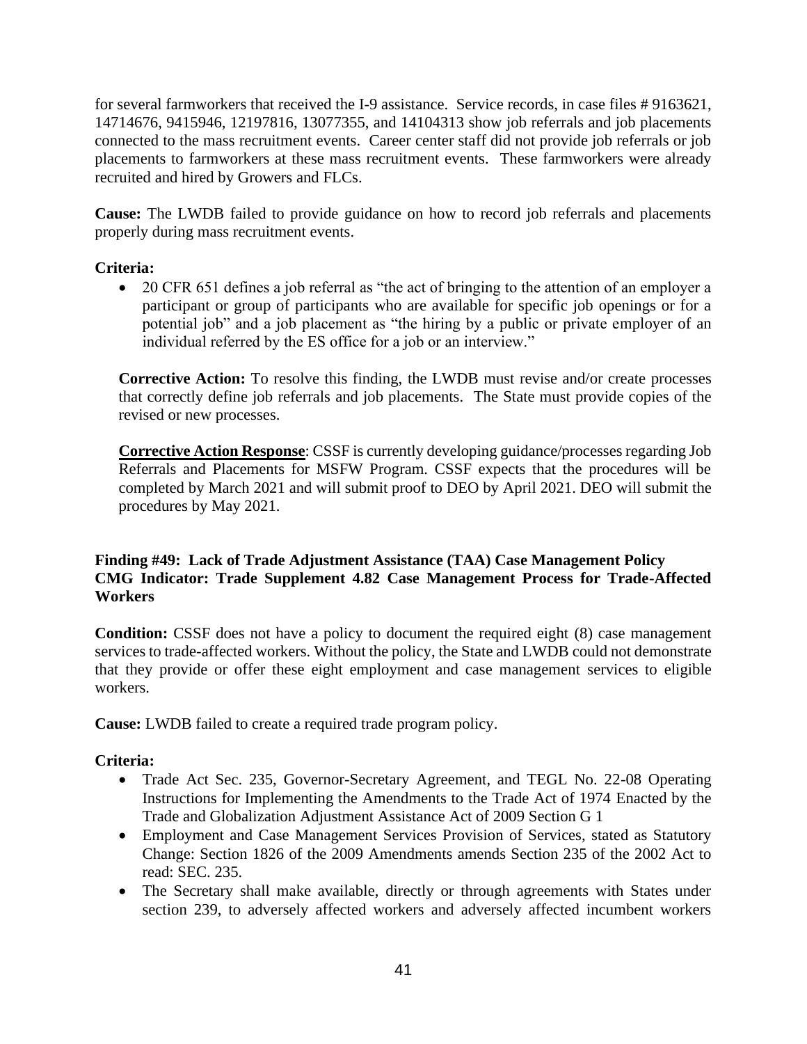for several farmworkers that received the I-9 assistance. Service records, in case files # 9163621, 14714676, 9415946, 12197816, 13077355, and 14104313 show job referrals and job placements connected to the mass recruitment events. Career center staff did not provide job referrals or job placements to farmworkers at these mass recruitment events. These farmworkers were already recruited and hired by Growers and FLCs.

**Cause:** The LWDB failed to provide guidance on how to record job referrals and placements properly during mass recruitment events.

**Criteria:**

- 20 CFR 651 defines a job referral as "the act of bringing to the attention of an employer a participant or group of participants who are available for specific job openings or for a potential job" and a job placement as "the hiring by a public or private employer of an individual referred by the ES office for a job or an interview."

**Corrective Action:** To resolve this finding, the LWDB must revise and/or create processes that correctly define job referrals and job placements. The State must provide copies of the revised or new processes.

**Corrective Action Response**: CSSF is currently developing guidance/processes regarding Job Referrals and Placements for MSFW Program. CSSF expects that the procedures will be completed by March 2021 and will submit proof to DEO by April 2021. DEO will submit the procedures by May 2021.

**Finding #49: Lack of Trade Adjustment Assistance (TAA) Case Management Policy**
**CMG Indicator: Trade Supplement 4.82 Case Management Process for Trade-Affected Workers**

**Condition:** CSSF does not have a policy to document the required eight (8) case management services to trade-affected workers. Without the policy, the State and LWDB could not demonstrate that they provide or offer these eight employment and case management services to eligible workers.

**Cause:** LWDB failed to create a required trade program policy.

**Criteria:**

- Trade Act Sec. 235, Governor-Secretary Agreement, and TEGL No. 22-08 Operating Instructions for Implementing the Amendments to the Trade Act of 1974 Enacted by the Trade and Globalization Adjustment Assistance Act of 2009 Section G 1
- Employment and Case Management Services Provision of Services, stated as Statutory Change: Section 1826 of the 2009 Amendments amends Section 235 of the 2002 Act to read: SEC. 235.
- The Secretary shall make available, directly or through agreements with States under section 239, to adversely affected workers and adversely affected incumbent workers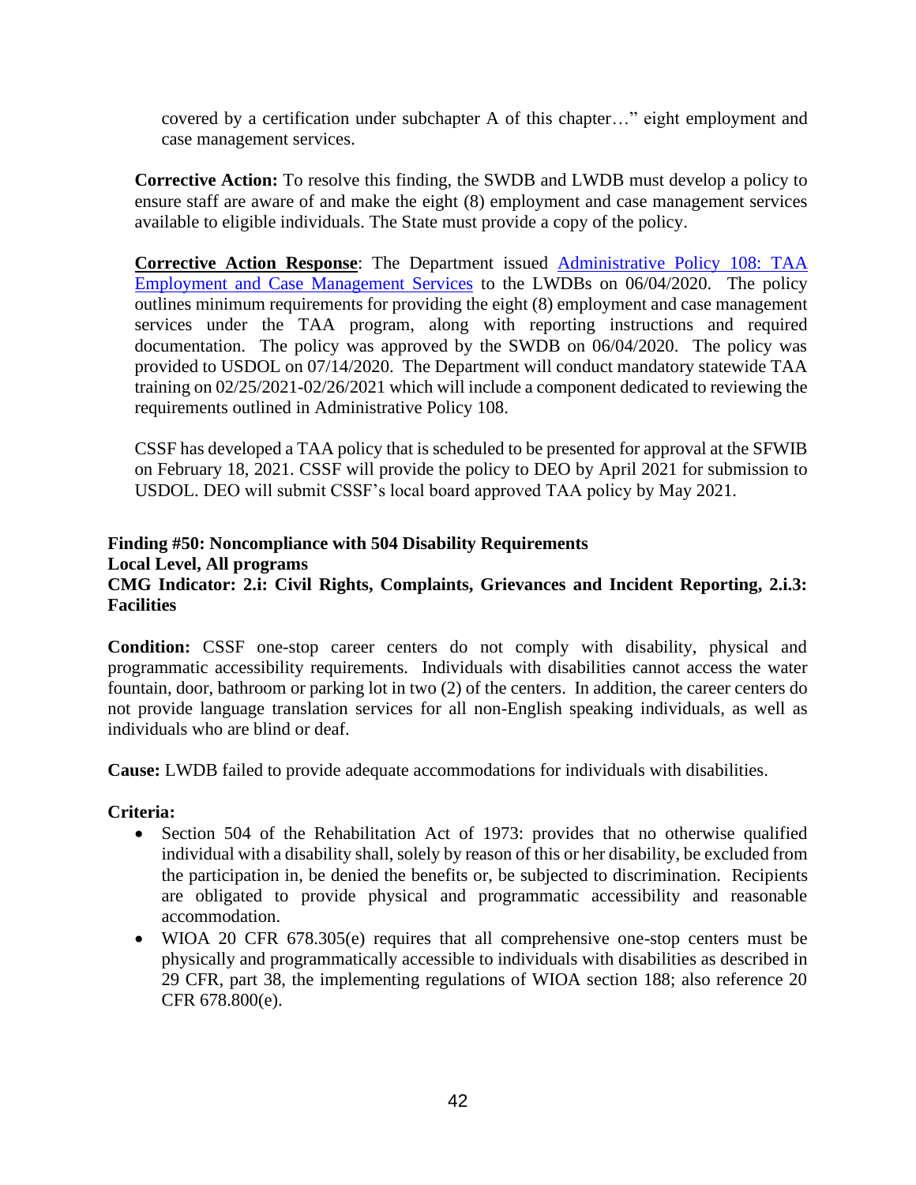covered by a certification under subchapter A of this chapter…" eight employment and case management services.

**Corrective Action:** To resolve this finding, the SWDB and LWDB must develop a policy to ensure staff are aware of and make the eight (8) employment and case management services available to eligible individuals. The State must provide a copy of the policy.

**Corrective Action Response**: The Department issued Administrative Policy 108: TAA Employment and Case Management Services to the LWDBs on 06/04/2020. The policy outlines minimum requirements for providing the eight (8) employment and case management services under the TAA program, along with reporting instructions and required documentation. The policy was approved by the SWDB on 06/04/2020. The policy was provided to USDOL on 07/14/2020. The Department will conduct mandatory statewide TAA training on 02/25/2021-02/26/2021 which will include a component dedicated to reviewing the requirements outlined in Administrative Policy 108.

CSSF has developed a TAA policy that is scheduled to be presented for approval at the SFWIB on February 18, 2021. CSSF will provide the policy to DEO by April 2021 for submission to USDOL. DEO will submit CSSF's local board approved TAA policy by May 2021.

**Finding #50: Noncompliance with 504 Disability Requirements**
**Local Level, All programs**
**CMG Indicator: 2.i: Civil Rights, Complaints, Grievances and Incident Reporting, 2.i.3: Facilities**

**Condition:** CSSF one-stop career centers do not comply with disability, physical and programmatic accessibility requirements. Individuals with disabilities cannot access the water fountain, door, bathroom or parking lot in two (2) of the centers. In addition, the career centers do not provide language translation services for all non-English speaking individuals, as well as individuals who are blind or deaf.

**Cause:** LWDB failed to provide adequate accommodations for individuals with disabilities.

**Criteria:**

- Section 504 of the Rehabilitation Act of 1973: provides that no otherwise qualified individual with a disability shall, solely by reason of this or her disability, be excluded from the participation in, be denied the benefits or, be subjected to discrimination. Recipients are obligated to provide physical and programmatic accessibility and reasonable accommodation.
- WIOA 20 CFR 678.305(e) requires that all comprehensive one-stop centers must be physically and programmatically accessible to individuals with disabilities as described in 29 CFR, part 38, the implementing regulations of WIOA section 188; also reference 20 CFR 678.800(e).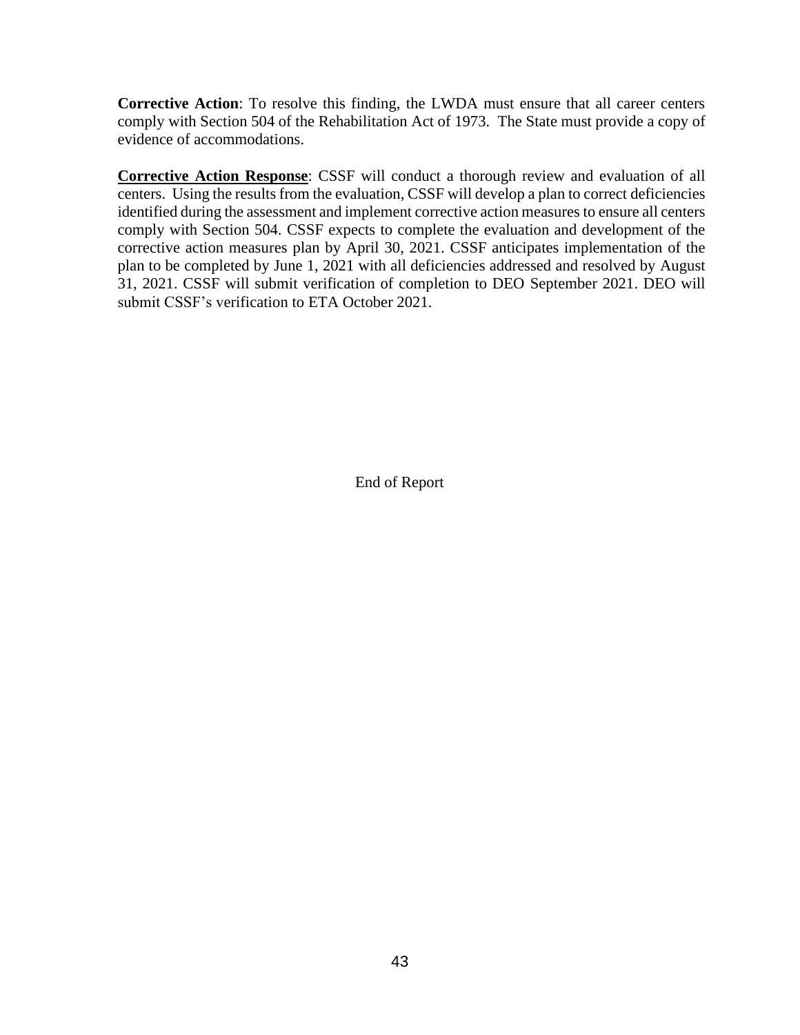**Corrective Action**: To resolve this finding, the LWDA must ensure that all career centers comply with Section 504 of the Rehabilitation Act of 1973. The State must provide a copy of evidence of accommodations.

**Corrective Action Response**: CSSF will conduct a thorough review and evaluation of all centers. Using the results from the evaluation, CSSF will develop a plan to correct deficiencies identified during the assessment and implement corrective action measures to ensure all centers comply with Section 504. CSSF expects to complete the evaluation and development of the corrective action measures plan by April 30, 2021. CSSF anticipates implementation of the plan to be completed by June 1, 2021 with all deficiencies addressed and resolved by August 31, 2021. CSSF will submit verification of completion to DEO September 2021. DEO will submit CSSF's verification to ETA October 2021.

End of Report